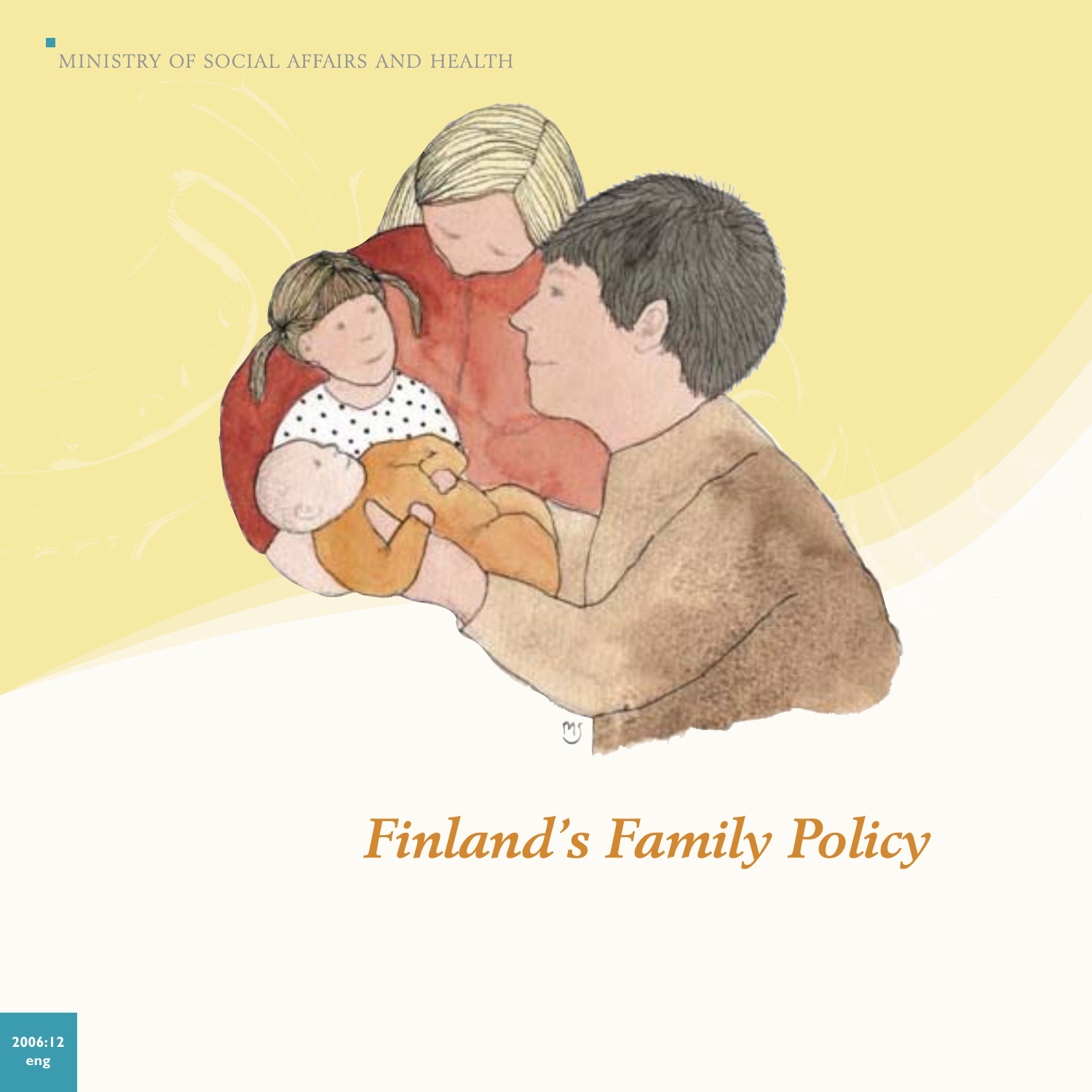MINISTRY OF SOCIAL AFFAIRS AND HEALTH

# *Finland's Family Policy*

**2006:12**
**eng**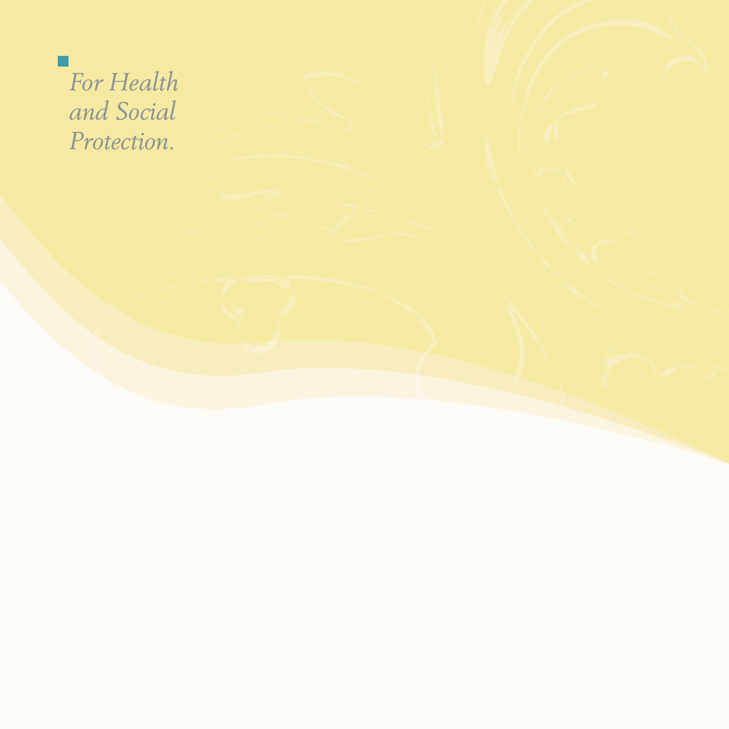*For Health and Social Protection.*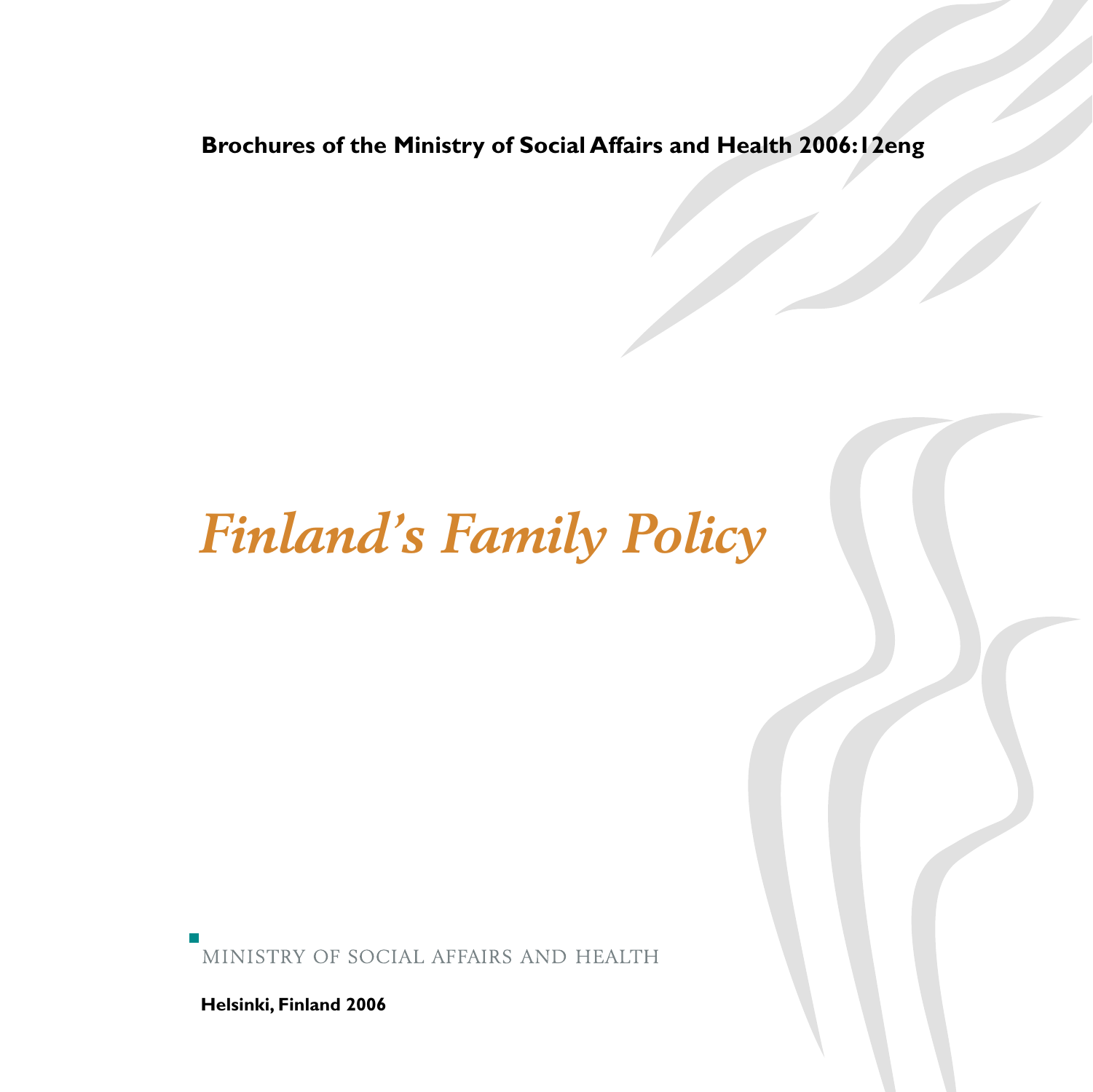**Brochures of the Ministry of Social Affairs and Health 2006:12eng**

# *Finland's Family Policy*

MINISTRY OF SOCIAL AFFAIRS AND HEALTH

**Helsinki, Finland 2006**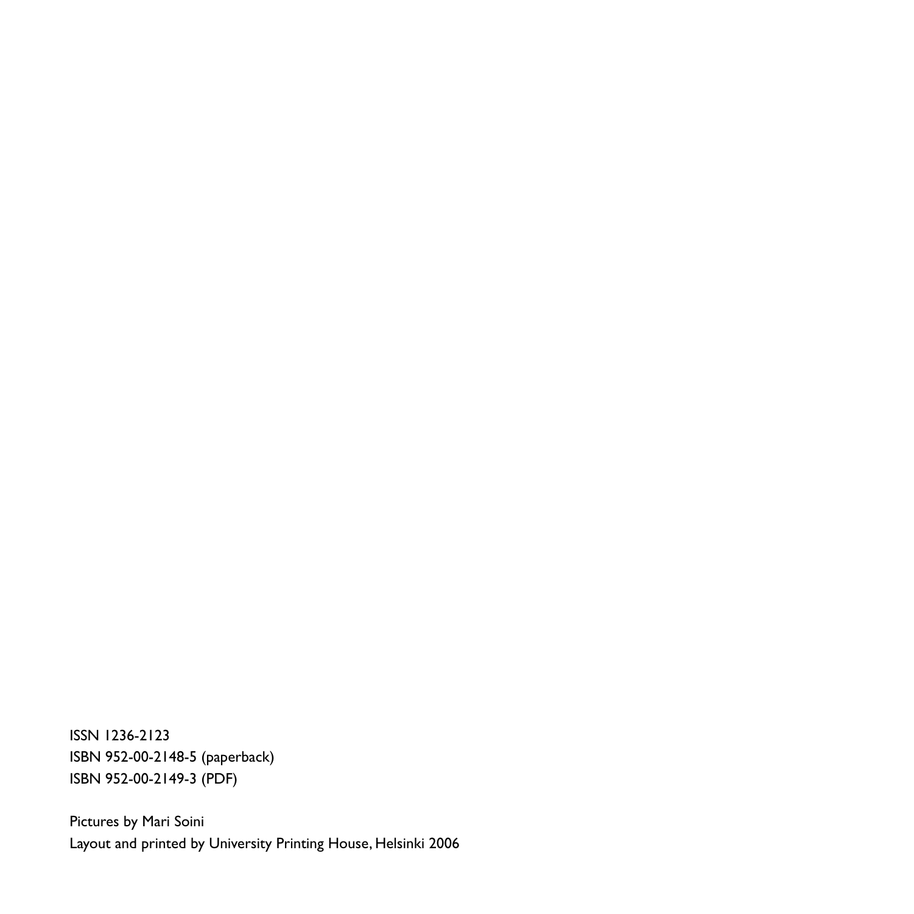ISSN 1236-2123
ISBN 952-00-2148-5 (paperback)
ISBN 952-00-2149-3 (PDF)

Pictures by Mari Soini
Layout and printed by University Printing House, Helsinki 2006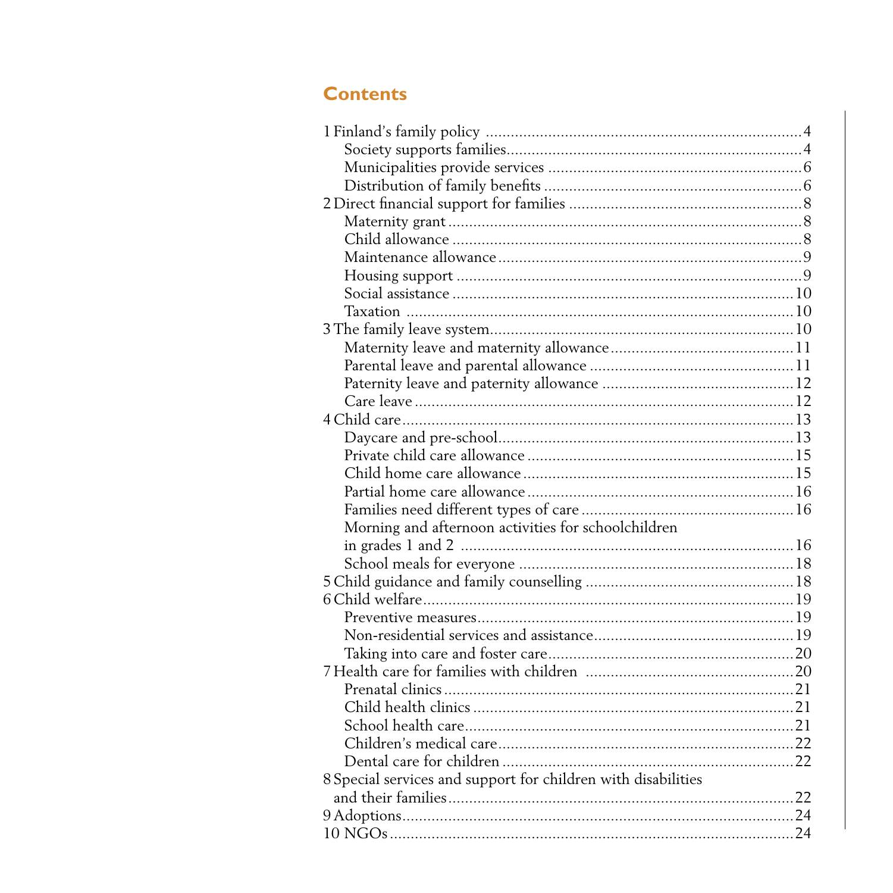## Contents

- 1 Finland's family policy ..... 4
  - Society supports families ..... 4
  - Municipalities provide services ..... 6
  - Distribution of family benefits ..... 6
- 2 Direct financial support for families ..... 8
  - Maternity grant ..... 8
  - Child allowance ..... 8
  - Maintenance allowance ..... 9
  - Housing support ..... 9
  - Social assistance ..... 10
  - Taxation ..... 10
- 3 The family leave system ..... 10
  - Maternity leave and maternity allowance ..... 11
  - Parental leave and parental allowance ..... 11
  - Paternity leave and paternity allowance ..... 12
  - Care leave ..... 12
- 4 Child care ..... 13
  - Daycare and pre-school ..... 13
  - Private child care allowance ..... 15
  - Child home care allowance ..... 15
  - Partial home care allowance ..... 16
  - Families need different types of care ..... 16
  - Morning and afternoon activities for schoolchildren in grades 1 and 2 ..... 16
  - School meals for everyone ..... 18
- 5 Child guidance and family counselling ..... 18
- 6 Child welfare ..... 19
  - Preventive measures ..... 19
  - Non-residential services and assistance ..... 19
  - Taking into care and foster care ..... 20
- 7 Health care for families with children ..... 20
  - Prenatal clinics ..... 21
  - Child health clinics ..... 21
  - School health care ..... 21
  - Children's medical care ..... 22
  - Dental care for children ..... 22
- 8 Special services and support for children with disabilities and their families ..... 22
- 9 Adoptions ..... 24
- 10 NGOs ..... 24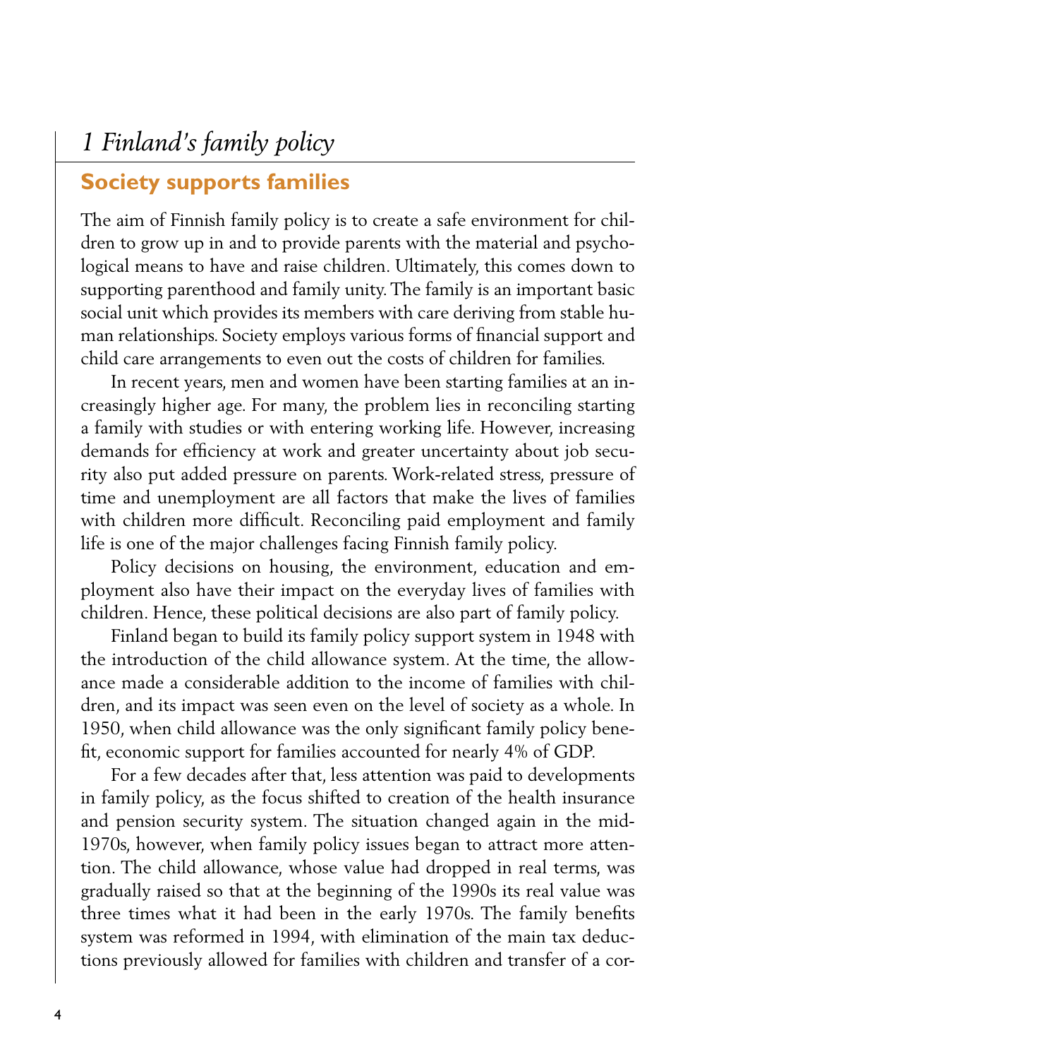# 1 Finland's family policy

## Society supports families

The aim of Finnish family policy is to create a safe environment for children to grow up in and to provide parents with the material and psychological means to have and raise children. Ultimately, this comes down to supporting parenthood and family unity. The family is an important basic social unit which provides its members with care deriving from stable human relationships. Society employs various forms of financial support and child care arrangements to even out the costs of children for families.

In recent years, men and women have been starting families at an increasingly higher age. For many, the problem lies in reconciling starting a family with studies or with entering working life. However, increasing demands for efficiency at work and greater uncertainty about job security also put added pressure on parents. Work-related stress, pressure of time and unemployment are all factors that make the lives of families with children more difficult. Reconciling paid employment and family life is one of the major challenges facing Finnish family policy.

Policy decisions on housing, the environment, education and employment also have their impact on the everyday lives of families with children. Hence, these political decisions are also part of family policy.

Finland began to build its family policy support system in 1948 with the introduction of the child allowance system. At the time, the allowance made a considerable addition to the income of families with children, and its impact was seen even on the level of society as a whole. In 1950, when child allowance was the only significant family policy benefit, economic support for families accounted for nearly 4% of GDP.

For a few decades after that, less attention was paid to developments in family policy, as the focus shifted to creation of the health insurance and pension security system. The situation changed again in the mid-1970s, however, when family policy issues began to attract more attention. The child allowance, whose value had dropped in real terms, was gradually raised so that at the beginning of the 1990s its real value was three times what it had been in the early 1970s. The family benefits system was reformed in 1994, with elimination of the main tax deductions previously allowed for families with children and transfer of a cor-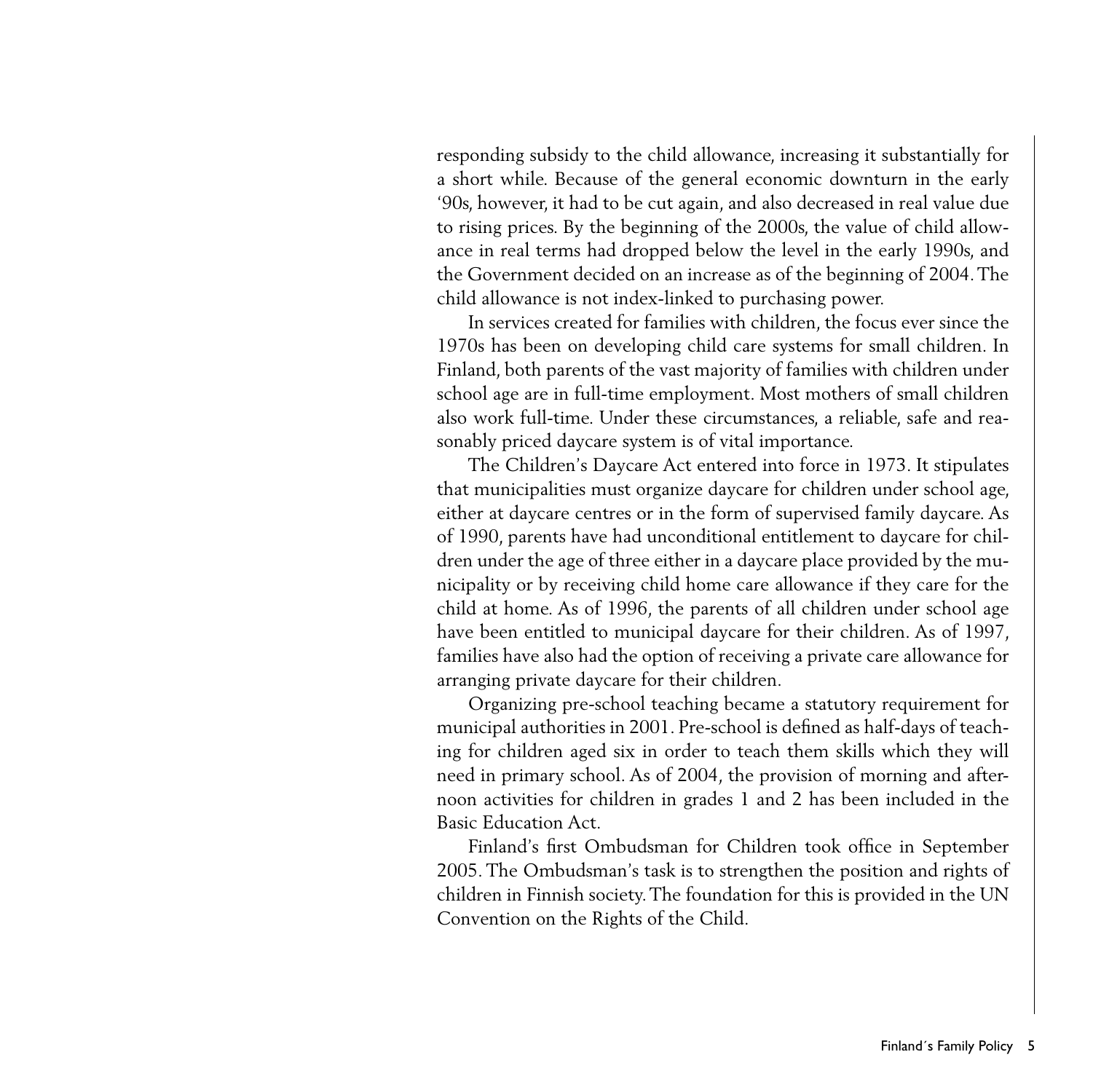responding subsidy to the child allowance, increasing it substantially for a short while. Because of the general economic downturn in the early '90s, however, it had to be cut again, and also decreased in real value due to rising prices. By the beginning of the 2000s, the value of child allowance in real terms had dropped below the level in the early 1990s, and the Government decided on an increase as of the beginning of 2004. The child allowance is not index-linked to purchasing power.

In services created for families with children, the focus ever since the 1970s has been on developing child care systems for small children. In Finland, both parents of the vast majority of families with children under school age are in full-time employment. Most mothers of small children also work full-time. Under these circumstances, a reliable, safe and reasonably priced daycare system is of vital importance.

The Children's Daycare Act entered into force in 1973. It stipulates that municipalities must organize daycare for children under school age, either at daycare centres or in the form of supervised family daycare. As of 1990, parents have had unconditional entitlement to daycare for children under the age of three either in a daycare place provided by the municipality or by receiving child home care allowance if they care for the child at home. As of 1996, the parents of all children under school age have been entitled to municipal daycare for their children. As of 1997, families have also had the option of receiving a private care allowance for arranging private daycare for their children.

Organizing pre-school teaching became a statutory requirement for municipal authorities in 2001. Pre-school is defined as half-days of teaching for children aged six in order to teach them skills which they will need in primary school. As of 2004, the provision of morning and afternoon activities for children in grades 1 and 2 has been included in the Basic Education Act.

Finland's first Ombudsman for Children took office in September 2005. The Ombudsman's task is to strengthen the position and rights of children in Finnish society. The foundation for this is provided in the UN Convention on the Rights of the Child.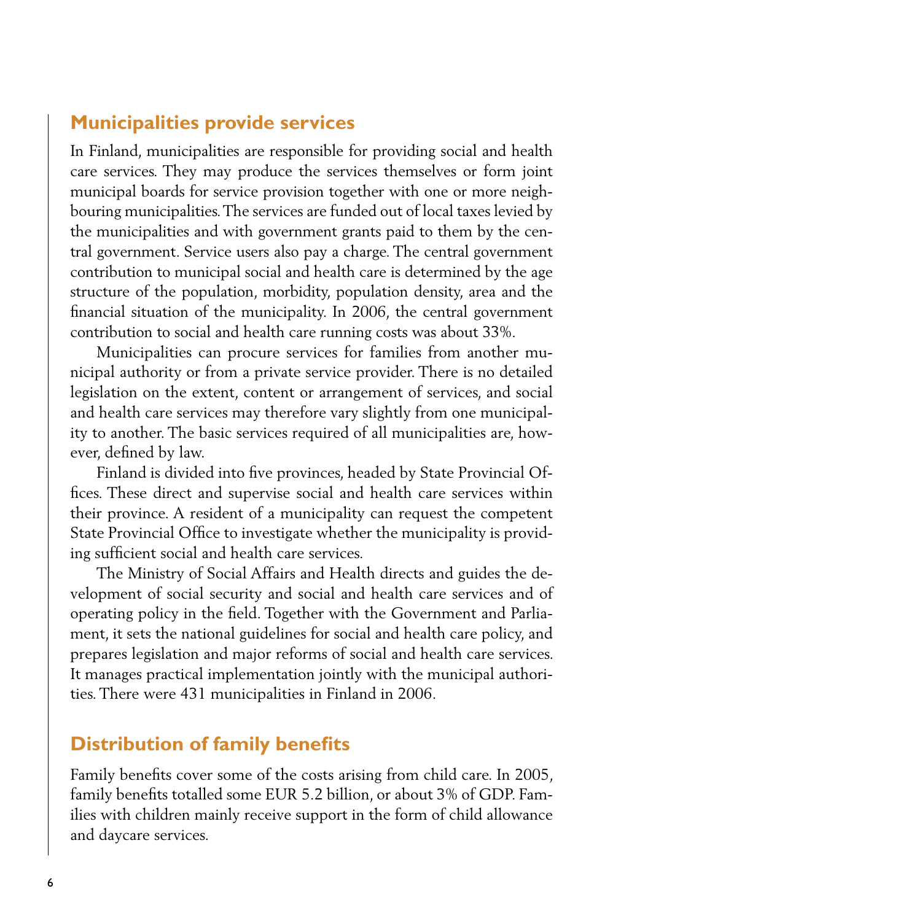## Municipalities provide services

In Finland, municipalities are responsible for providing social and health care services. They may produce the services themselves or form joint municipal boards for service provision together with one or more neighbouring municipalities. The services are funded out of local taxes levied by the municipalities and with government grants paid to them by the central government. Service users also pay a charge. The central government contribution to municipal social and health care is determined by the age structure of the population, morbidity, population density, area and the financial situation of the municipality. In 2006, the central government contribution to social and health care running costs was about 33%.

Municipalities can procure services for families from another municipal authority or from a private service provider. There is no detailed legislation on the extent, content or arrangement of services, and social and health care services may therefore vary slightly from one municipality to another. The basic services required of all municipalities are, however, defined by law.

Finland is divided into five provinces, headed by State Provincial Offices. These direct and supervise social and health care services within their province. A resident of a municipality can request the competent State Provincial Office to investigate whether the municipality is providing sufficient social and health care services.

The Ministry of Social Affairs and Health directs and guides the development of social security and social and health care services and of operating policy in the field. Together with the Government and Parliament, it sets the national guidelines for social and health care policy, and prepares legislation and major reforms of social and health care services. It manages practical implementation jointly with the municipal authorities. There were 431 municipalities in Finland in 2006.

## Distribution of family benefits

Family benefits cover some of the costs arising from child care. In 2005, family benefits totalled some EUR 5.2 billion, or about 3% of GDP. Families with children mainly receive support in the form of child allowance and daycare services.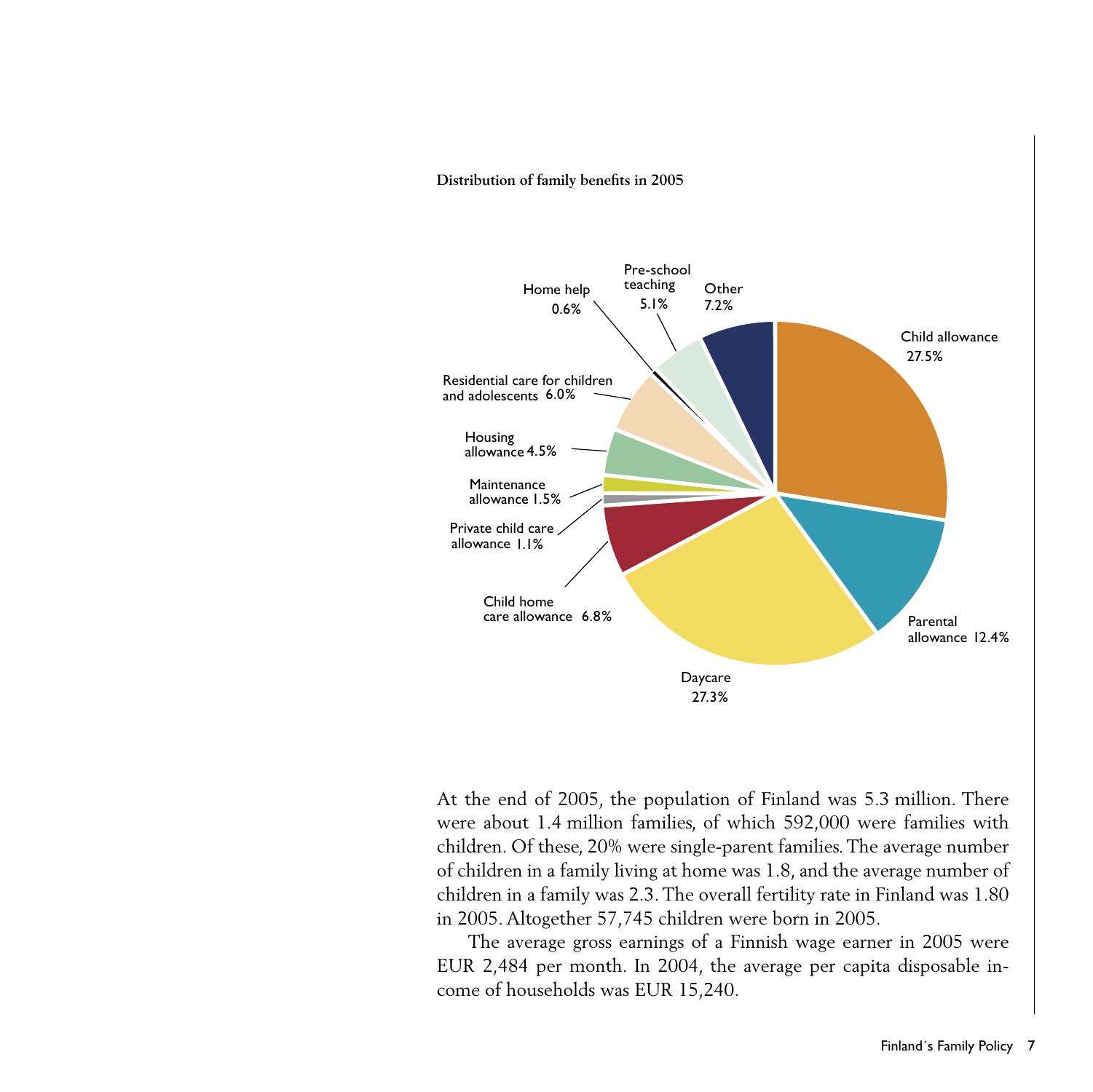**Distribution of family benefits in 2005**

| Benefit | Share |
|---|---|
| Child allowance | 27.5% |
| Parental allowance | 12.4% |
| Daycare | 27.3% |
| Child home care allowance | 6.8% |
| Private child care allowance | 1.1% |
| Maintenance allowance | 1.5% |
| Housing allowance | 4.5% |
| Residential care for children and adolescents | 6.0% |
| Home help | 0.6% |
| Pre-school teaching | 5.1% |
| Other | 7.2% |

At the end of 2005, the population of Finland was 5.3 million. There were about 1.4 million families, of which 592,000 were families with children. Of these, 20% were single-parent families. The average number of children in a family living at home was 1.8, and the average number of children in a family was 2.3. The overall fertility rate in Finland was 1.80 in 2005. Altogether 57,745 children were born in 2005.

The average gross earnings of a Finnish wage earner in 2005 were EUR 2,484 per month. In 2004, the average per capita disposable income of households was EUR 15,240.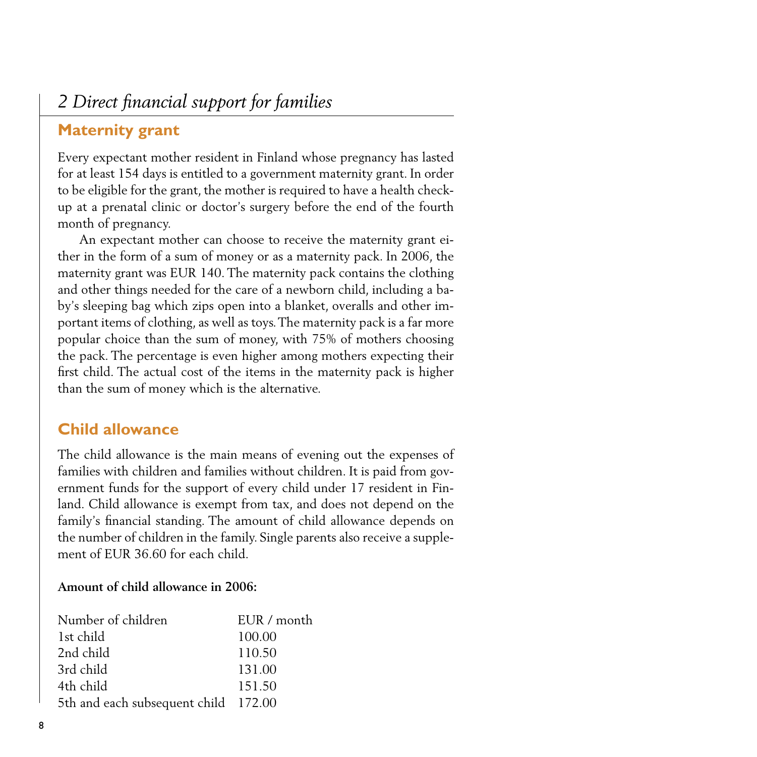# 2 Direct financial support for families

## Maternity grant

Every expectant mother resident in Finland whose pregnancy has lasted for at least 154 days is entitled to a government maternity grant. In order to be eligible for the grant, the mother is required to have a health check-up at a prenatal clinic or doctor's surgery before the end of the fourth month of pregnancy.

An expectant mother can choose to receive the maternity grant either in the form of a sum of money or as a maternity pack. In 2006, the maternity grant was EUR 140. The maternity pack contains the clothing and other things needed for the care of a newborn child, including a baby's sleeping bag which zips open into a blanket, overalls and other important items of clothing, as well as toys. The maternity pack is a far more popular choice than the sum of money, with 75% of mothers choosing the pack. The percentage is even higher among mothers expecting their first child. The actual cost of the items in the maternity pack is higher than the sum of money which is the alternative.

## Child allowance

The child allowance is the main means of evening out the expenses of families with children and families without children. It is paid from government funds for the support of every child under 17 resident in Finland. Child allowance is exempt from tax, and does not depend on the family's financial standing. The amount of child allowance depends on the number of children in the family. Single parents also receive a supplement of EUR 36.60 for each child.

**Amount of child allowance in 2006:**

| Number of children | EUR / month |
|---|---|
| 1st child | 100.00 |
| 2nd child | 110.50 |
| 3rd child | 131.00 |
| 4th child | 151.50 |
| 5th and each subsequent child | 172.00 |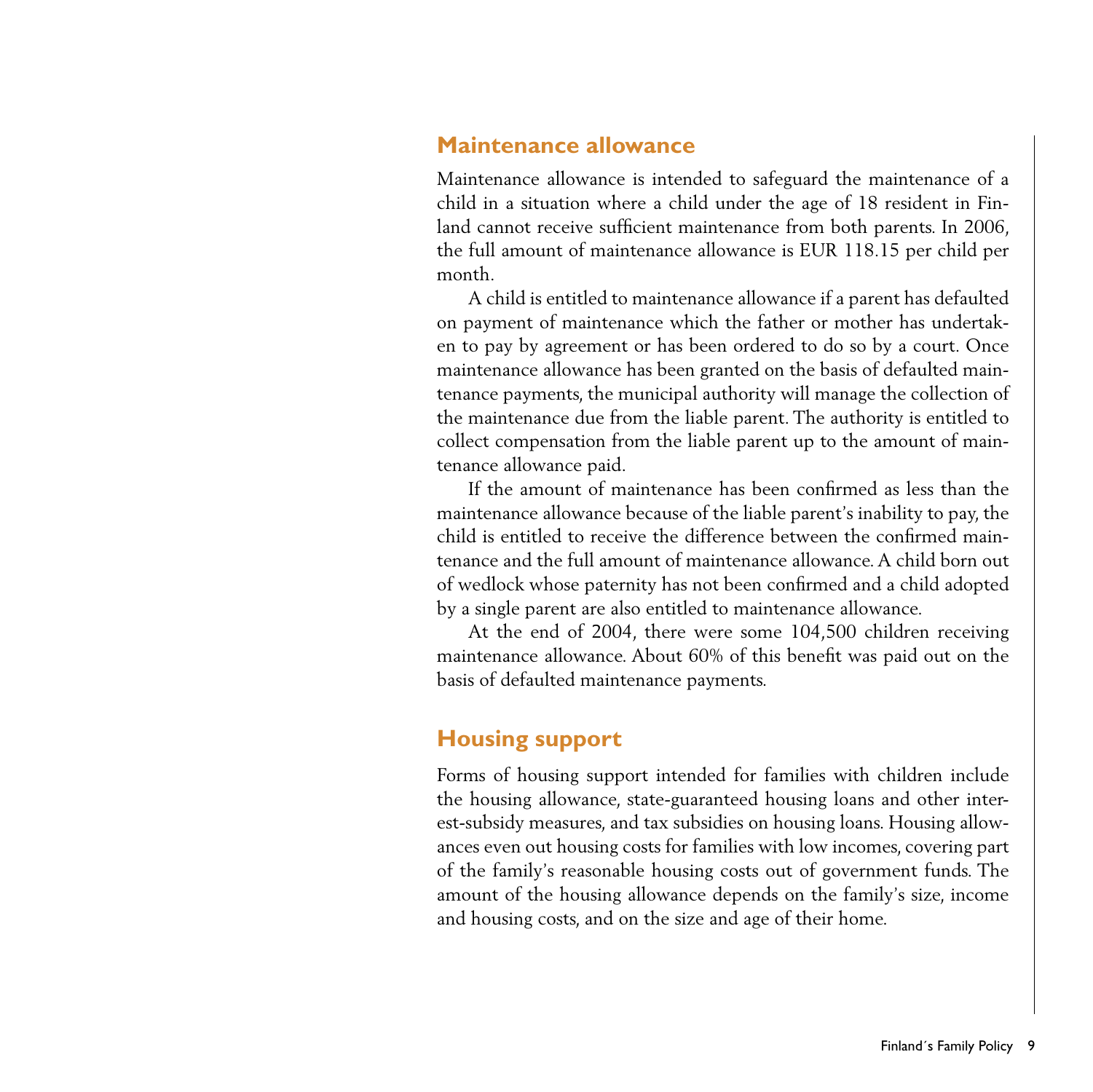## Maintenance allowance

Maintenance allowance is intended to safeguard the maintenance of a child in a situation where a child under the age of 18 resident in Finland cannot receive sufficient maintenance from both parents. In 2006, the full amount of maintenance allowance is EUR 118.15 per child per month.

A child is entitled to maintenance allowance if a parent has defaulted on payment of maintenance which the father or mother has undertaken to pay by agreement or has been ordered to do so by a court. Once maintenance allowance has been granted on the basis of defaulted maintenance payments, the municipal authority will manage the collection of the maintenance due from the liable parent. The authority is entitled to collect compensation from the liable parent up to the amount of maintenance allowance paid.

If the amount of maintenance has been confirmed as less than the maintenance allowance because of the liable parent's inability to pay, the child is entitled to receive the difference between the confirmed maintenance and the full amount of maintenance allowance. A child born out of wedlock whose paternity has not been confirmed and a child adopted by a single parent are also entitled to maintenance allowance.

At the end of 2004, there were some 104,500 children receiving maintenance allowance. About 60% of this benefit was paid out on the basis of defaulted maintenance payments.

## Housing support

Forms of housing support intended for families with children include the housing allowance, state-guaranteed housing loans and other interest-subsidy measures, and tax subsidies on housing loans. Housing allowances even out housing costs for families with low incomes, covering part of the family's reasonable housing costs out of government funds. The amount of the housing allowance depends on the family's size, income and housing costs, and on the size and age of their home.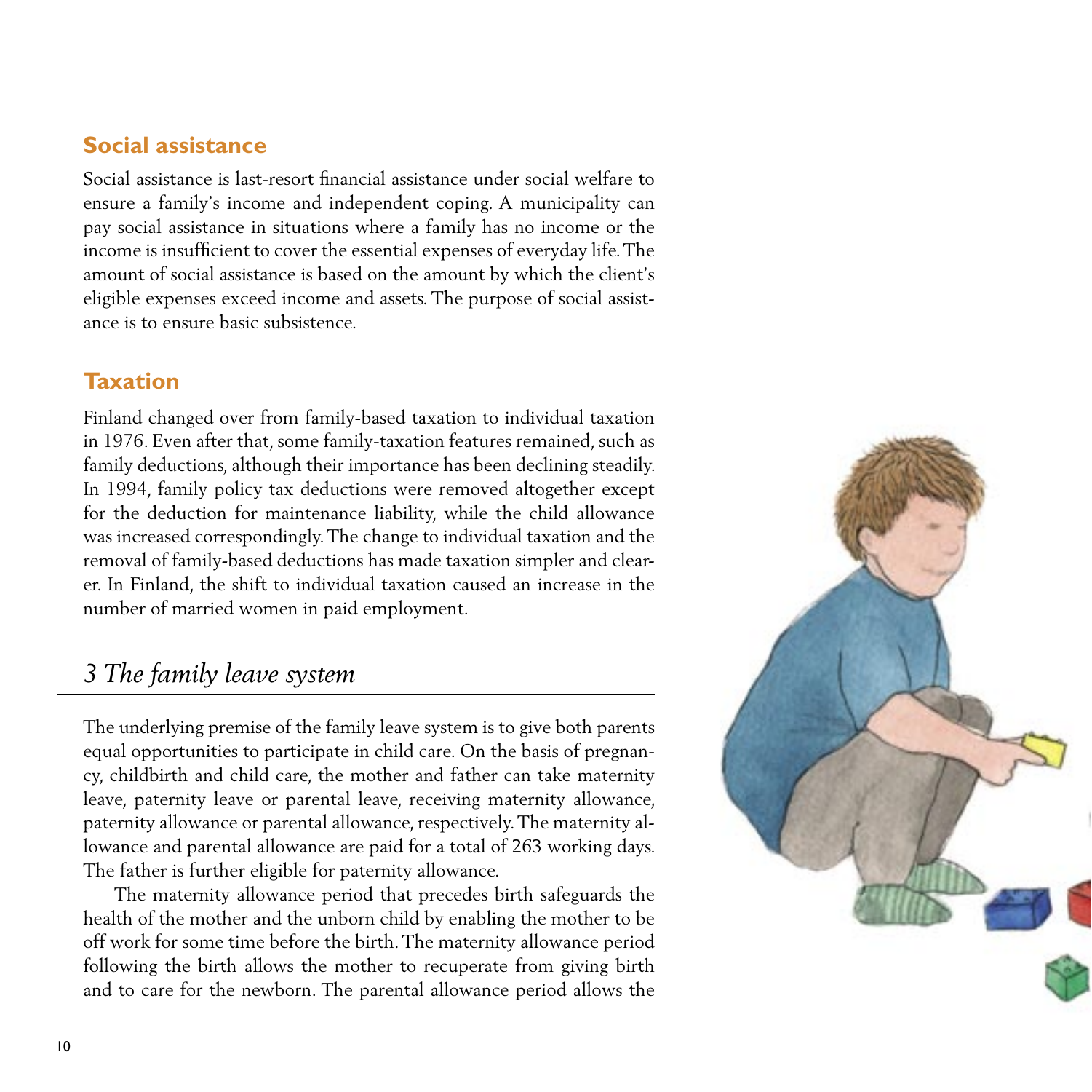## Social assistance

Social assistance is last-resort financial assistance under social welfare to ensure a family's income and independent coping. A municipality can pay social assistance in situations where a family has no income or the income is insufficient to cover the essential expenses of everyday life. The amount of social assistance is based on the amount by which the client's eligible expenses exceed income and assets. The purpose of social assistance is to ensure basic subsistence.

## Taxation

Finland changed over from family-based taxation to individual taxation in 1976. Even after that, some family-taxation features remained, such as family deductions, although their importance has been declining steadily. In 1994, family policy tax deductions were removed altogether except for the deduction for maintenance liability, while the child allowance was increased correspondingly. The change to individual taxation and the removal of family-based deductions has made taxation simpler and clearer. In Finland, the shift to individual taxation caused an increase in the number of married women in paid employment.

# *3 The family leave system*

The underlying premise of the family leave system is to give both parents equal opportunities to participate in child care. On the basis of pregnancy, childbirth and child care, the mother and father can take maternity leave, paternity leave or parental leave, receiving maternity allowance, paternity allowance or parental allowance, respectively. The maternity allowance and parental allowance are paid for a total of 263 working days. The father is further eligible for paternity allowance.

The maternity allowance period that precedes birth safeguards the health of the mother and the unborn child by enabling the mother to be off work for some time before the birth. The maternity allowance period following the birth allows the mother to recuperate from giving birth and to care for the newborn. The parental allowance period allows the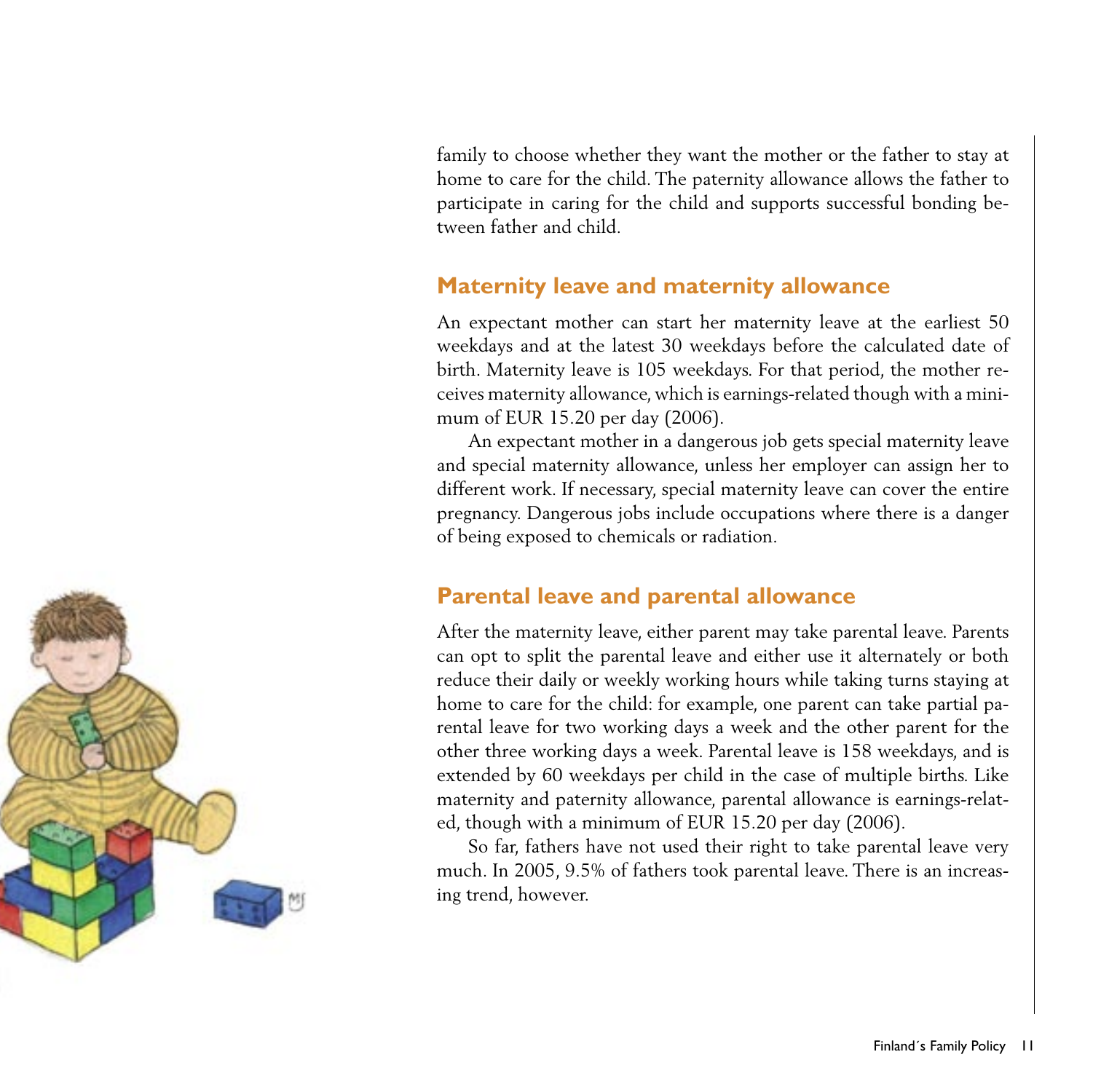family to choose whether they want the mother or the father to stay at home to care for the child. The paternity allowance allows the father to participate in caring for the child and supports successful bonding between father and child.

## Maternity leave and maternity allowance

An expectant mother can start her maternity leave at the earliest 50 weekdays and at the latest 30 weekdays before the calculated date of birth. Maternity leave is 105 weekdays. For that period, the mother receives maternity allowance, which is earnings-related though with a minimum of EUR 15.20 per day (2006).

An expectant mother in a dangerous job gets special maternity leave and special maternity allowance, unless her employer can assign her to different work. If necessary, special maternity leave can cover the entire pregnancy. Dangerous jobs include occupations where there is a danger of being exposed to chemicals or radiation.

## Parental leave and parental allowance

After the maternity leave, either parent may take parental leave. Parents can opt to split the parental leave and either use it alternately or both reduce their daily or weekly working hours while taking turns staying at home to care for the child: for example, one parent can take partial parental leave for two working days a week and the other parent for the other three working days a week. Parental leave is 158 weekdays, and is extended by 60 weekdays per child in the case of multiple births. Like maternity and paternity allowance, parental allowance is earnings-related, though with a minimum of EUR 15.20 per day (2006).

So far, fathers have not used their right to take parental leave very much. In 2005, 9.5% of fathers took parental leave. There is an increasing trend, however.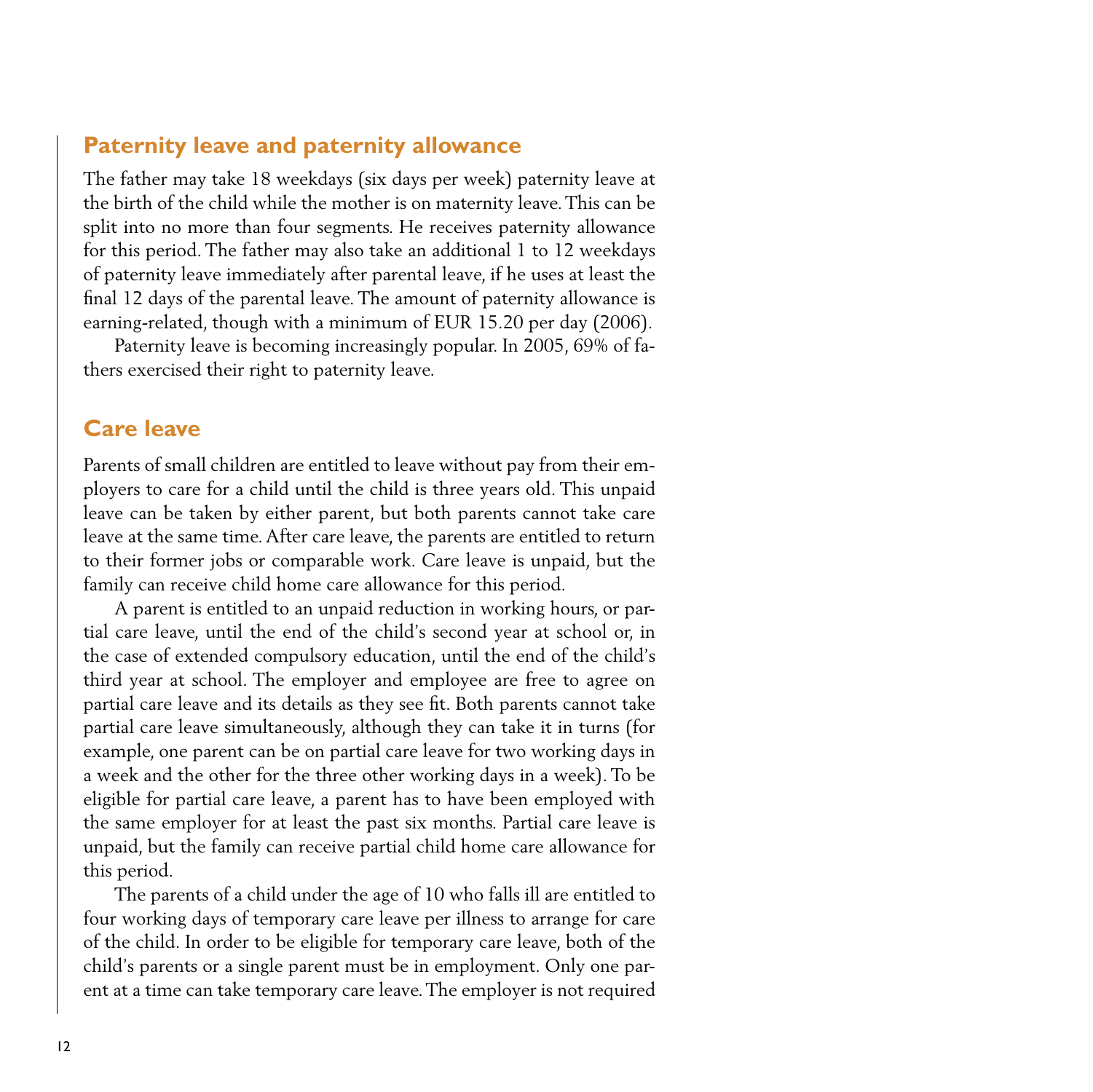## Paternity leave and paternity allowance

The father may take 18 weekdays (six days per week) paternity leave at the birth of the child while the mother is on maternity leave. This can be split into no more than four segments. He receives paternity allowance for this period. The father may also take an additional 1 to 12 weekdays of paternity leave immediately after parental leave, if he uses at least the final 12 days of the parental leave. The amount of paternity allowance is earning-related, though with a minimum of EUR 15.20 per day (2006).

Paternity leave is becoming increasingly popular. In 2005, 69% of fathers exercised their right to paternity leave.

## Care leave

Parents of small children are entitled to leave without pay from their employers to care for a child until the child is three years old. This unpaid leave can be taken by either parent, but both parents cannot take care leave at the same time. After care leave, the parents are entitled to return to their former jobs or comparable work. Care leave is unpaid, but the family can receive child home care allowance for this period.

A parent is entitled to an unpaid reduction in working hours, or partial care leave, until the end of the child's second year at school or, in the case of extended compulsory education, until the end of the child's third year at school. The employer and employee are free to agree on partial care leave and its details as they see fit. Both parents cannot take partial care leave simultaneously, although they can take it in turns (for example, one parent can be on partial care leave for two working days in a week and the other for the three other working days in a week). To be eligible for partial care leave, a parent has to have been employed with the same employer for at least the past six months. Partial care leave is unpaid, but the family can receive partial child home care allowance for this period.

The parents of a child under the age of 10 who falls ill are entitled to four working days of temporary care leave per illness to arrange for care of the child. In order to be eligible for temporary care leave, both of the child's parents or a single parent must be in employment. Only one parent at a time can take temporary care leave. The employer is not required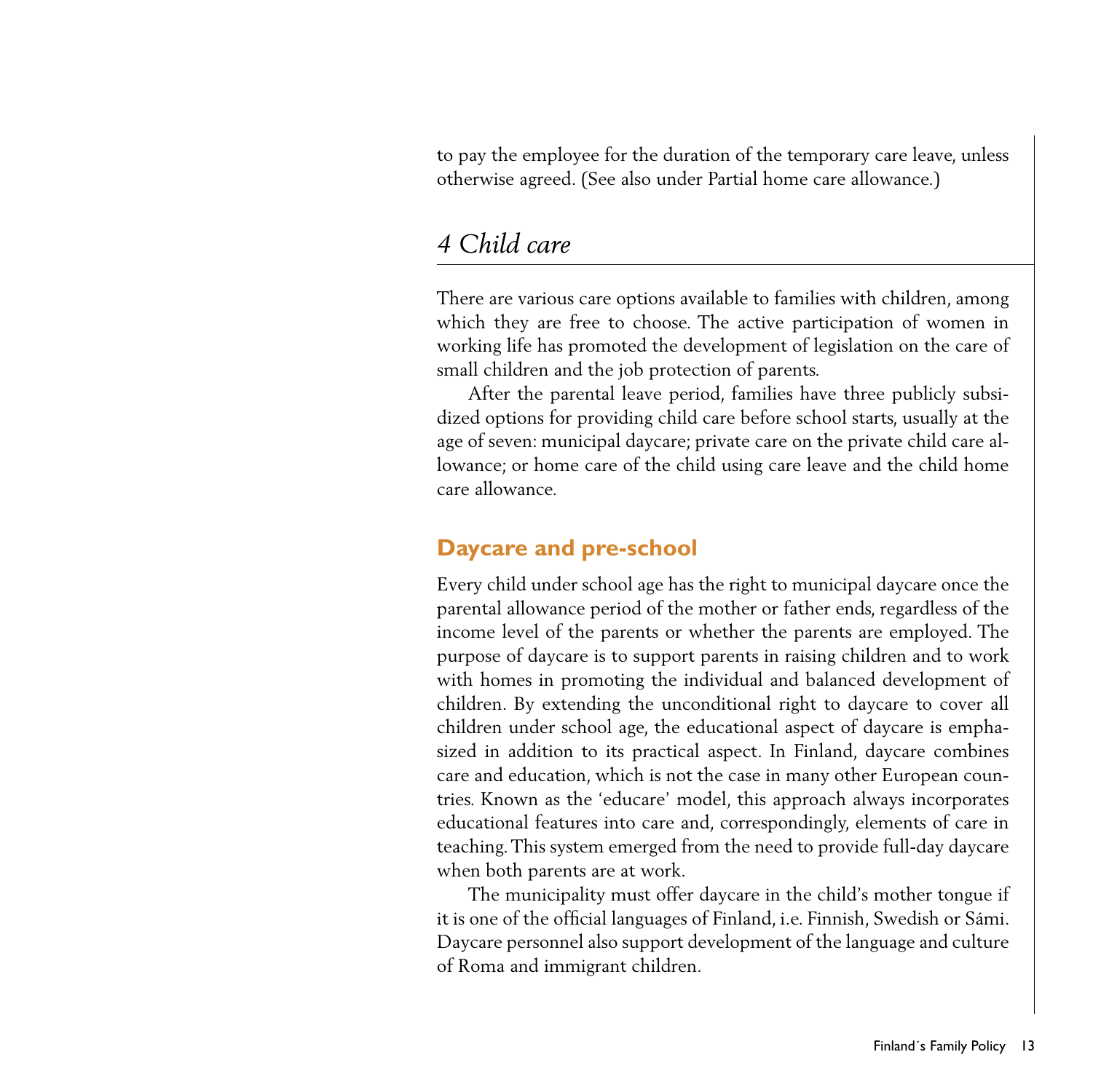to pay the employee for the duration of the temporary care leave, unless otherwise agreed. (See also under Partial home care allowance.)

# *4 Child care*

There are various care options available to families with children, among which they are free to choose. The active participation of women in working life has promoted the development of legislation on the care of small children and the job protection of parents.

After the parental leave period, families have three publicly subsidized options for providing child care before school starts, usually at the age of seven: municipal daycare; private care on the private child care allowance; or home care of the child using care leave and the child home care allowance.

## Daycare and pre-school

Every child under school age has the right to municipal daycare once the parental allowance period of the mother or father ends, regardless of the income level of the parents or whether the parents are employed. The purpose of daycare is to support parents in raising children and to work with homes in promoting the individual and balanced development of children. By extending the unconditional right to daycare to cover all children under school age, the educational aspect of daycare is emphasized in addition to its practical aspect. In Finland, daycare combines care and education, which is not the case in many other European countries. Known as the 'educare' model, this approach always incorporates educational features into care and, correspondingly, elements of care in teaching. This system emerged from the need to provide full-day daycare when both parents are at work.

The municipality must offer daycare in the child's mother tongue if it is one of the official languages of Finland, i.e. Finnish, Swedish or Sámi. Daycare personnel also support development of the language and culture of Roma and immigrant children.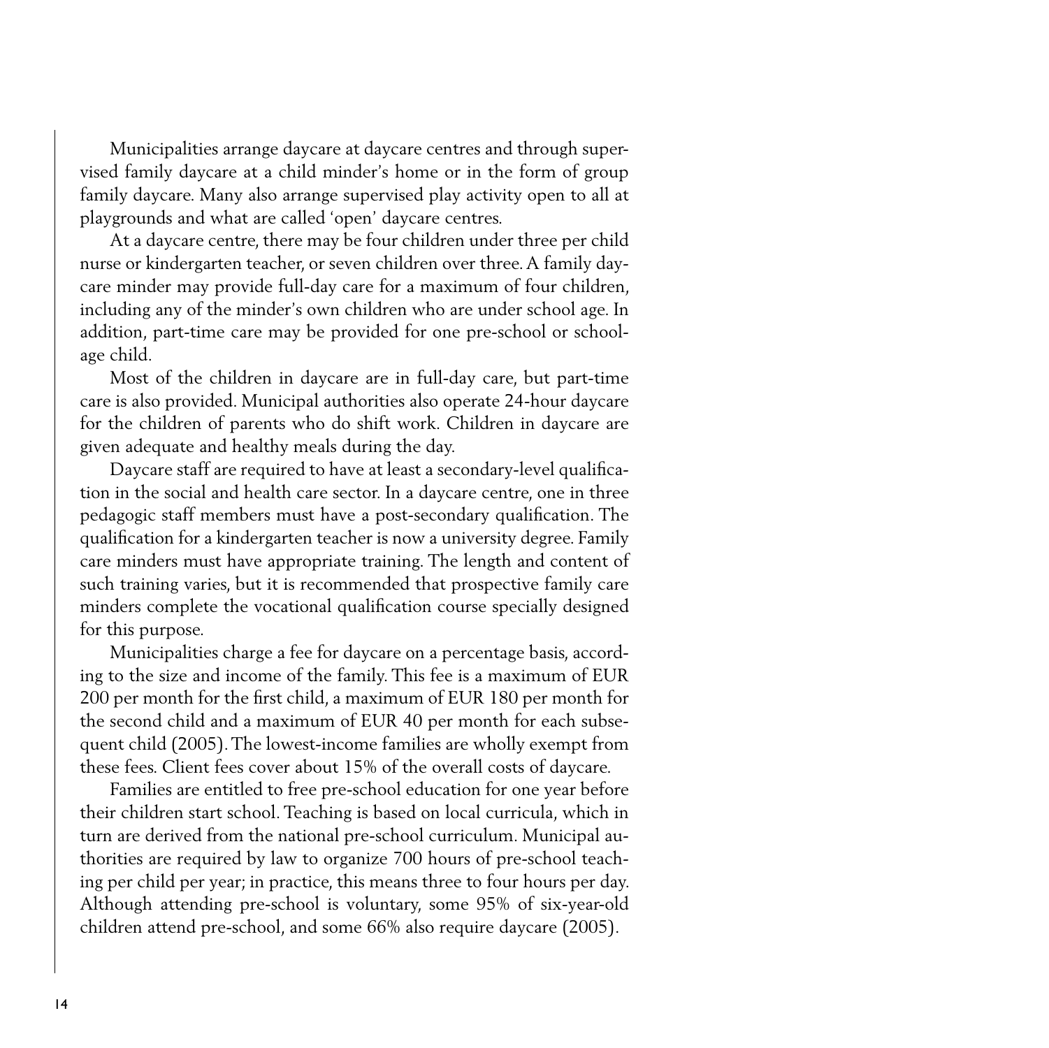Municipalities arrange daycare at daycare centres and through supervised family daycare at a child minder's home or in the form of group family daycare. Many also arrange supervised play activity open to all at playgrounds and what are called 'open' daycare centres.

At a daycare centre, there may be four children under three per child nurse or kindergarten teacher, or seven children over three. A family daycare minder may provide full-day care for a maximum of four children, including any of the minder's own children who are under school age. In addition, part-time care may be provided for one pre-school or school-age child.

Most of the children in daycare are in full-day care, but part-time care is also provided. Municipal authorities also operate 24-hour daycare for the children of parents who do shift work. Children in daycare are given adequate and healthy meals during the day.

Daycare staff are required to have at least a secondary-level qualification in the social and health care sector. In a daycare centre, one in three pedagogic staff members must have a post-secondary qualification. The qualification for a kindergarten teacher is now a university degree. Family care minders must have appropriate training. The length and content of such training varies, but it is recommended that prospective family care minders complete the vocational qualification course specially designed for this purpose.

Municipalities charge a fee for daycare on a percentage basis, according to the size and income of the family. This fee is a maximum of EUR 200 per month for the first child, a maximum of EUR 180 per month for the second child and a maximum of EUR 40 per month for each subsequent child (2005). The lowest-income families are wholly exempt from these fees. Client fees cover about 15% of the overall costs of daycare.

Families are entitled to free pre-school education for one year before their children start school. Teaching is based on local curricula, which in turn are derived from the national pre-school curriculum. Municipal authorities are required by law to organize 700 hours of pre-school teaching per child per year; in practice, this means three to four hours per day. Although attending pre-school is voluntary, some 95% of six-year-old children attend pre-school, and some 66% also require daycare (2005).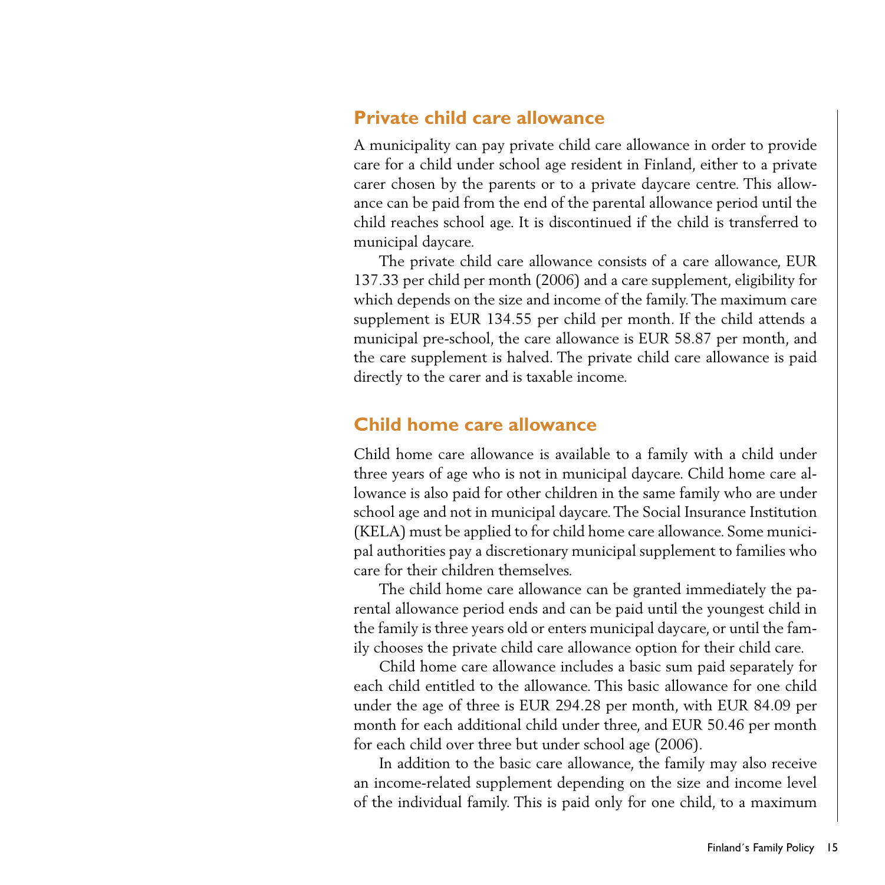## Private child care allowance

A municipality can pay private child care allowance in order to provide care for a child under school age resident in Finland, either to a private carer chosen by the parents or to a private daycare centre. This allowance can be paid from the end of the parental allowance period until the child reaches school age. It is discontinued if the child is transferred to municipal daycare.

The private child care allowance consists of a care allowance, EUR 137.33 per child per month (2006) and a care supplement, eligibility for which depends on the size and income of the family. The maximum care supplement is EUR 134.55 per child per month. If the child attends a municipal pre-school, the care allowance is EUR 58.87 per month, and the care supplement is halved. The private child care allowance is paid directly to the carer and is taxable income.

## Child home care allowance

Child home care allowance is available to a family with a child under three years of age who is not in municipal daycare. Child home care allowance is also paid for other children in the same family who are under school age and not in municipal daycare. The Social Insurance Institution (KELA) must be applied to for child home care allowance. Some municipal authorities pay a discretionary municipal supplement to families who care for their children themselves.

The child home care allowance can be granted immediately the parental allowance period ends and can be paid until the youngest child in the family is three years old or enters municipal daycare, or until the family chooses the private child care allowance option for their child care.

Child home care allowance includes a basic sum paid separately for each child entitled to the allowance. This basic allowance for one child under the age of three is EUR 294.28 per month, with EUR 84.09 per month for each additional child under three, and EUR 50.46 per month for each child over three but under school age (2006).

In addition to the basic care allowance, the family may also receive an income-related supplement depending on the size and income level of the individual family. This is paid only for one child, to a maximum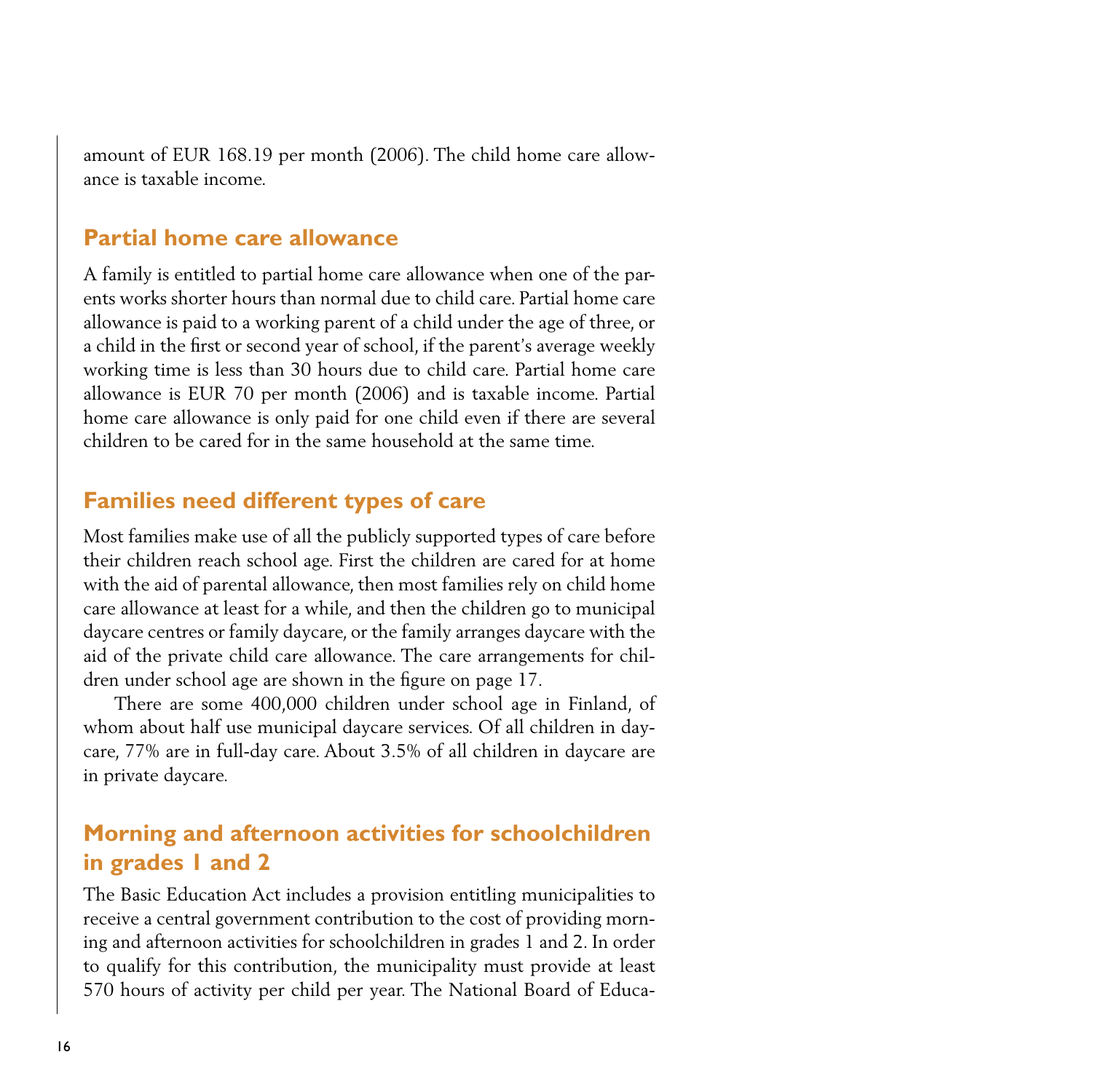amount of EUR 168.19 per month (2006). The child home care allowance is taxable income.

## Partial home care allowance

A family is entitled to partial home care allowance when one of the parents works shorter hours than normal due to child care. Partial home care allowance is paid to a working parent of a child under the age of three, or a child in the first or second year of school, if the parent's average weekly working time is less than 30 hours due to child care. Partial home care allowance is EUR 70 per month (2006) and is taxable income. Partial home care allowance is only paid for one child even if there are several children to be cared for in the same household at the same time.

## Families need different types of care

Most families make use of all the publicly supported types of care before their children reach school age. First the children are cared for at home with the aid of parental allowance, then most families rely on child home care allowance at least for a while, and then the children go to municipal daycare centres or family daycare, or the family arranges daycare with the aid of the private child care allowance. The care arrangements for children under school age are shown in the figure on page 17.

There are some 400,000 children under school age in Finland, of whom about half use municipal daycare services. Of all children in daycare, 77% are in full-day care. About 3.5% of all children in daycare are in private daycare.

## Morning and afternoon activities for schoolchildren in grades 1 and 2

The Basic Education Act includes a provision entitling municipalities to receive a central government contribution to the cost of providing morning and afternoon activities for schoolchildren in grades 1 and 2. In order to qualify for this contribution, the municipality must provide at least 570 hours of activity per child per year. The National Board of Educa-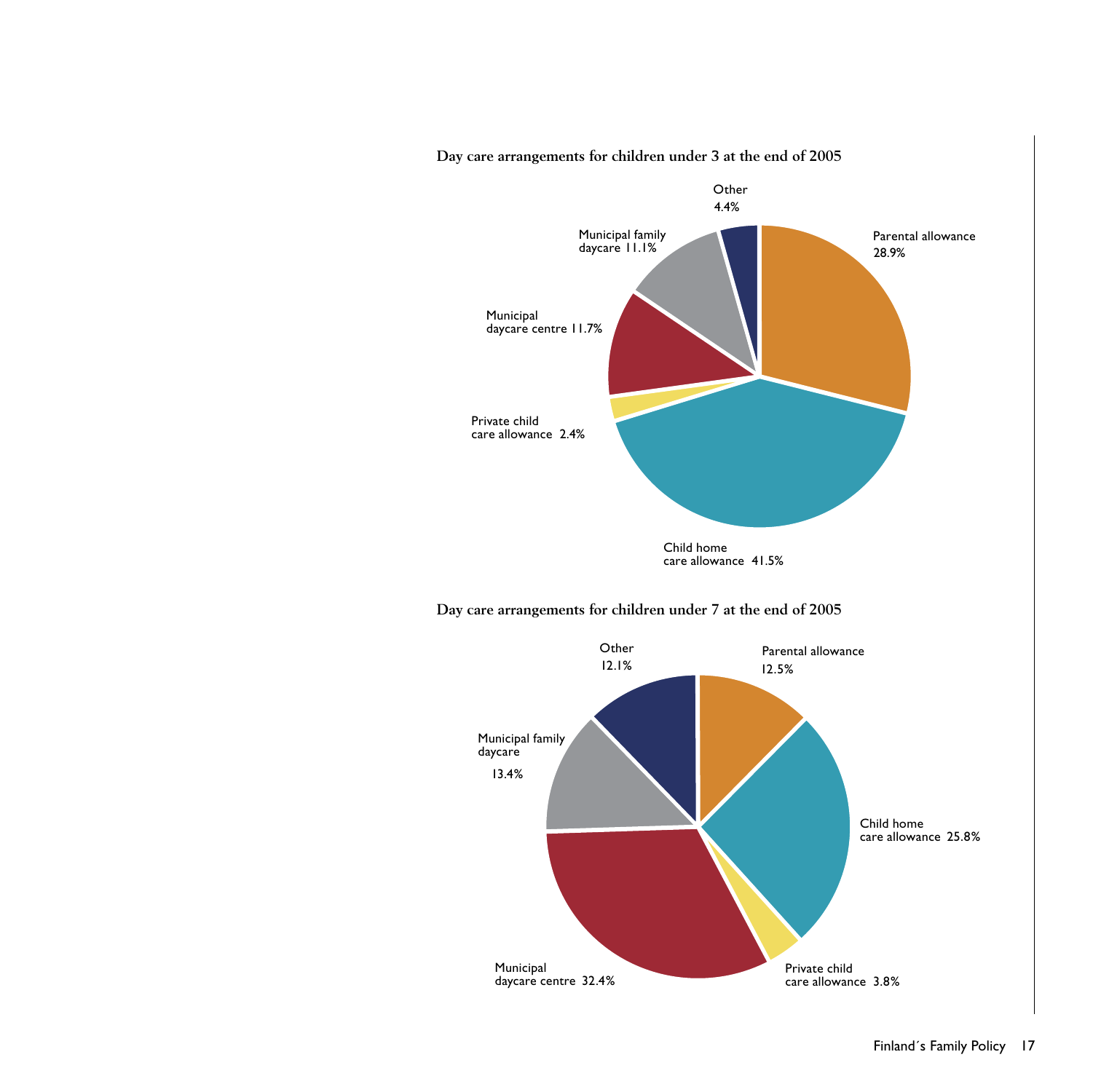**Day care arrangements for children under 3 at the end of 2005**

Other
4.4%

Parental allowance
28.9%

Municipal family
daycare 11.1%

Municipal
daycare centre 11.7%

Private child
care allowance 2.4%

Child home
care allowance 41.5%

**Day care arrangements for children under 7 at the end of 2005**

Other
12.1%

Parental allowance
12.5%

Municipal family
daycare
13.4%

Child home
care allowance 25.8%

Municipal
daycare centre 32.4%

Private child
care allowance 3.8%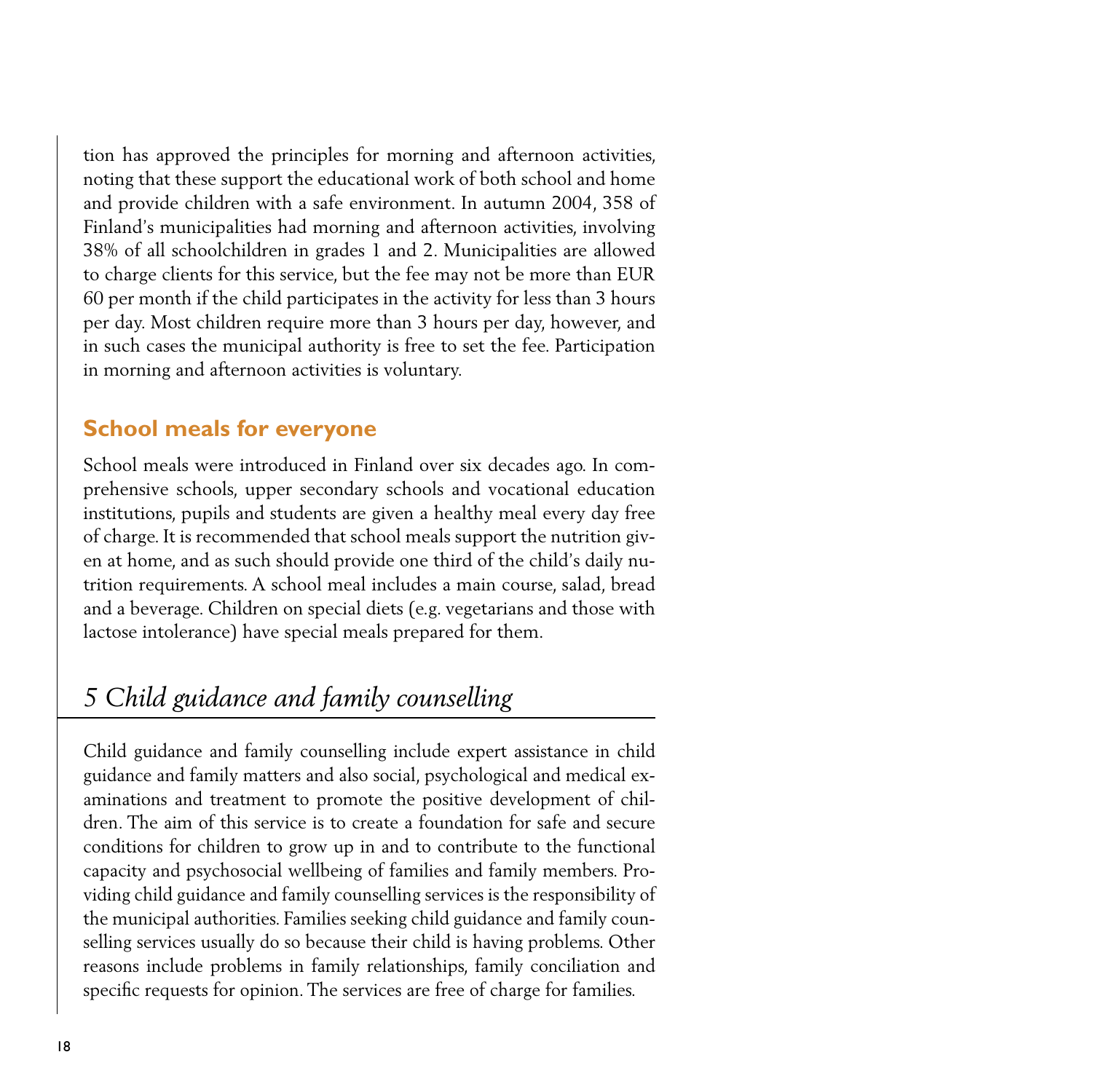tion has approved the principles for morning and afternoon activities, noting that these support the educational work of both school and home and provide children with a safe environment. In autumn 2004, 358 of Finland's municipalities had morning and afternoon activities, involving 38% of all schoolchildren in grades 1 and 2. Municipalities are allowed to charge clients for this service, but the fee may not be more than EUR 60 per month if the child participates in the activity for less than 3 hours per day. Most children require more than 3 hours per day, however, and in such cases the municipal authority is free to set the fee. Participation in morning and afternoon activities is voluntary.

### School meals for everyone

School meals were introduced in Finland over six decades ago. In comprehensive schools, upper secondary schools and vocational education institutions, pupils and students are given a healthy meal every day free of charge. It is recommended that school meals support the nutrition given at home, and as such should provide one third of the child's daily nutrition requirements. A school meal includes a main course, salad, bread and a beverage. Children on special diets (e.g. vegetarians and those with lactose intolerance) have special meals prepared for them.

## *5 Child guidance and family counselling*

Child guidance and family counselling include expert assistance in child guidance and family matters and also social, psychological and medical examinations and treatment to promote the positive development of children. The aim of this service is to create a foundation for safe and secure conditions for children to grow up in and to contribute to the functional capacity and psychosocial wellbeing of families and family members. Providing child guidance and family counselling services is the responsibility of the municipal authorities. Families seeking child guidance and family counselling services usually do so because their child is having problems. Other reasons include problems in family relationships, family conciliation and specific requests for opinion. The services are free of charge for families.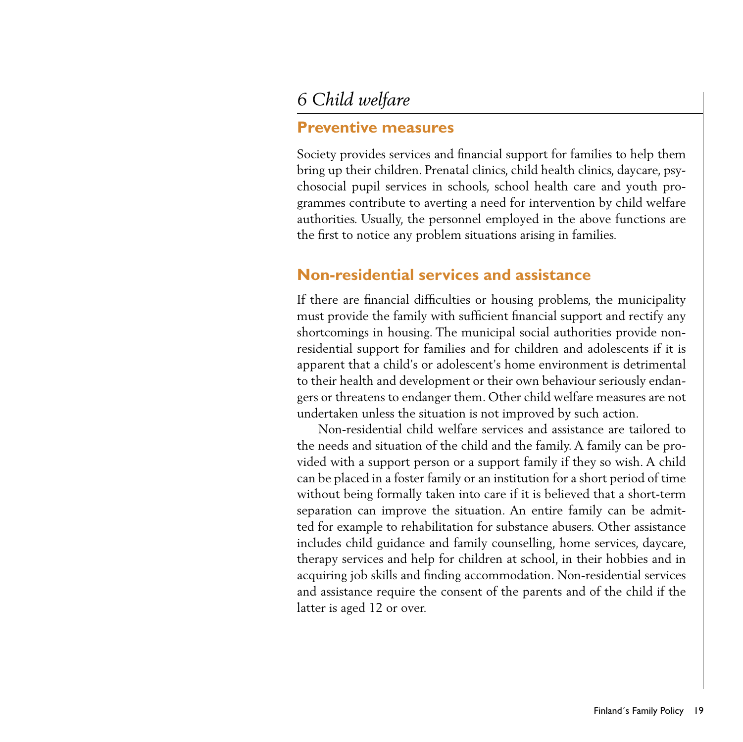# *6 Child welfare*

## Preventive measures

Society provides services and financial support for families to help them bring up their children. Prenatal clinics, child health clinics, daycare, psychosocial pupil services in schools, school health care and youth programmes contribute to averting a need for intervention by child welfare authorities. Usually, the personnel employed in the above functions are the first to notice any problem situations arising in families.

## Non-residential services and assistance

If there are financial difficulties or housing problems, the municipality must provide the family with sufficient financial support and rectify any shortcomings in housing. The municipal social authorities provide non-residential support for families and for children and adolescents if it is apparent that a child's or adolescent's home environment is detrimental to their health and development or their own behaviour seriously endangers or threatens to endanger them. Other child welfare measures are not undertaken unless the situation is not improved by such action.

Non-residential child welfare services and assistance are tailored to the needs and situation of the child and the family. A family can be provided with a support person or a support family if they so wish. A child can be placed in a foster family or an institution for a short period of time without being formally taken into care if it is believed that a short-term separation can improve the situation. An entire family can be admitted for example to rehabilitation for substance abusers. Other assistance includes child guidance and family counselling, home services, daycare, therapy services and help for children at school, in their hobbies and in acquiring job skills and finding accommodation. Non-residential services and assistance require the consent of the parents and of the child if the latter is aged 12 or over.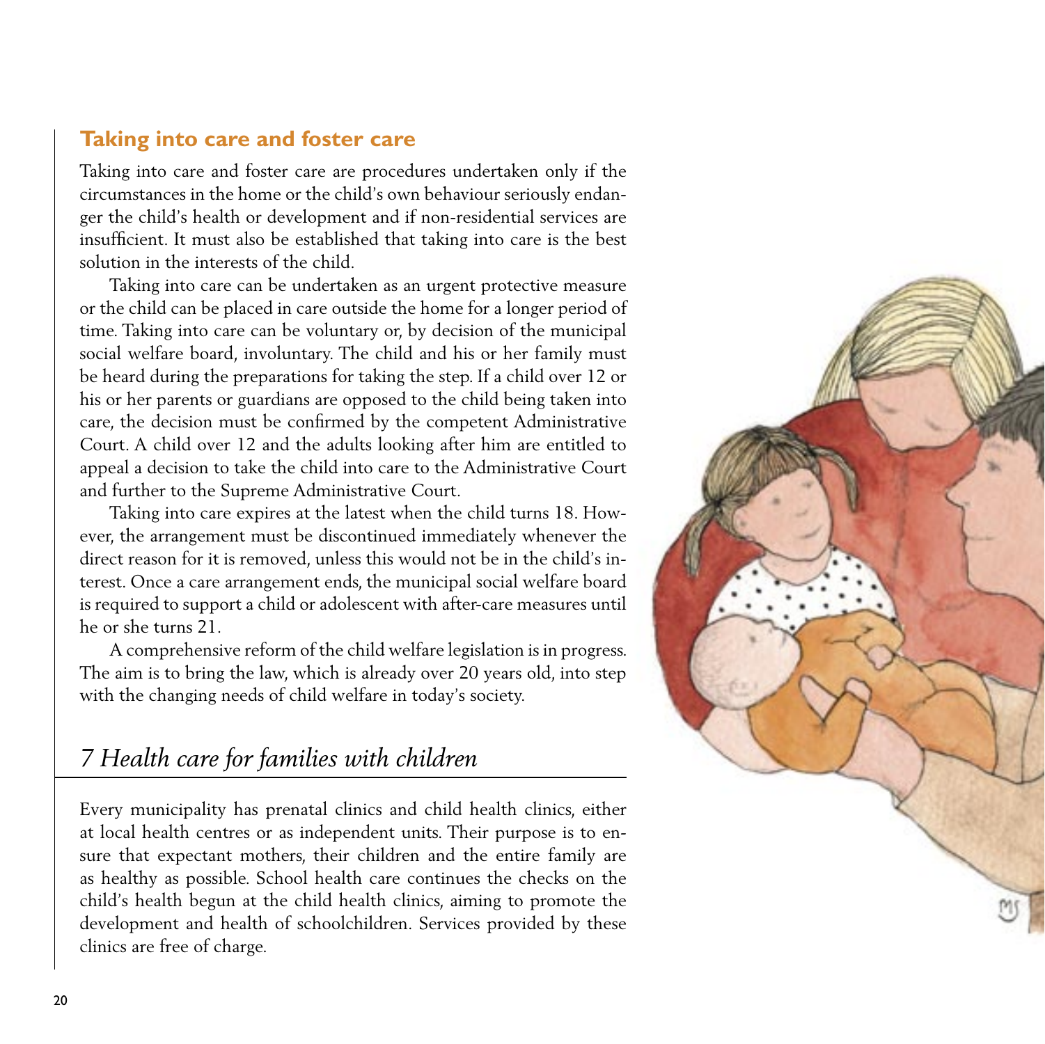### Taking into care and foster care

Taking into care and foster care are procedures undertaken only if the circumstances in the home or the child's own behaviour seriously endanger the child's health or development and if non-residential services are insufficient. It must also be established that taking into care is the best solution in the interests of the child.

Taking into care can be undertaken as an urgent protective measure or the child can be placed in care outside the home for a longer period of time. Taking into care can be voluntary or, by decision of the municipal social welfare board, involuntary. The child and his or her family must be heard during the preparations for taking the step. If a child over 12 or his or her parents or guardians are opposed to the child being taken into care, the decision must be confirmed by the competent Administrative Court. A child over 12 and the adults looking after him are entitled to appeal a decision to take the child into care to the Administrative Court and further to the Supreme Administrative Court.

Taking into care expires at the latest when the child turns 18. However, the arrangement must be discontinued immediately whenever the direct reason for it is removed, unless this would not be in the child's interest. Once a care arrangement ends, the municipal social welfare board is required to support a child or adolescent with after-care measures until he or she turns 21.

A comprehensive reform of the child welfare legislation is in progress. The aim is to bring the law, which is already over 20 years old, into step with the changing needs of child welfare in today's society.

## *7 Health care for families with children*

Every municipality has prenatal clinics and child health clinics, either at local health centres or as independent units. Their purpose is to ensure that expectant mothers, their children and the entire family are as healthy as possible. School health care continues the checks on the child's health begun at the child health clinics, aiming to promote the development and health of schoolchildren. Services provided by these clinics are free of charge.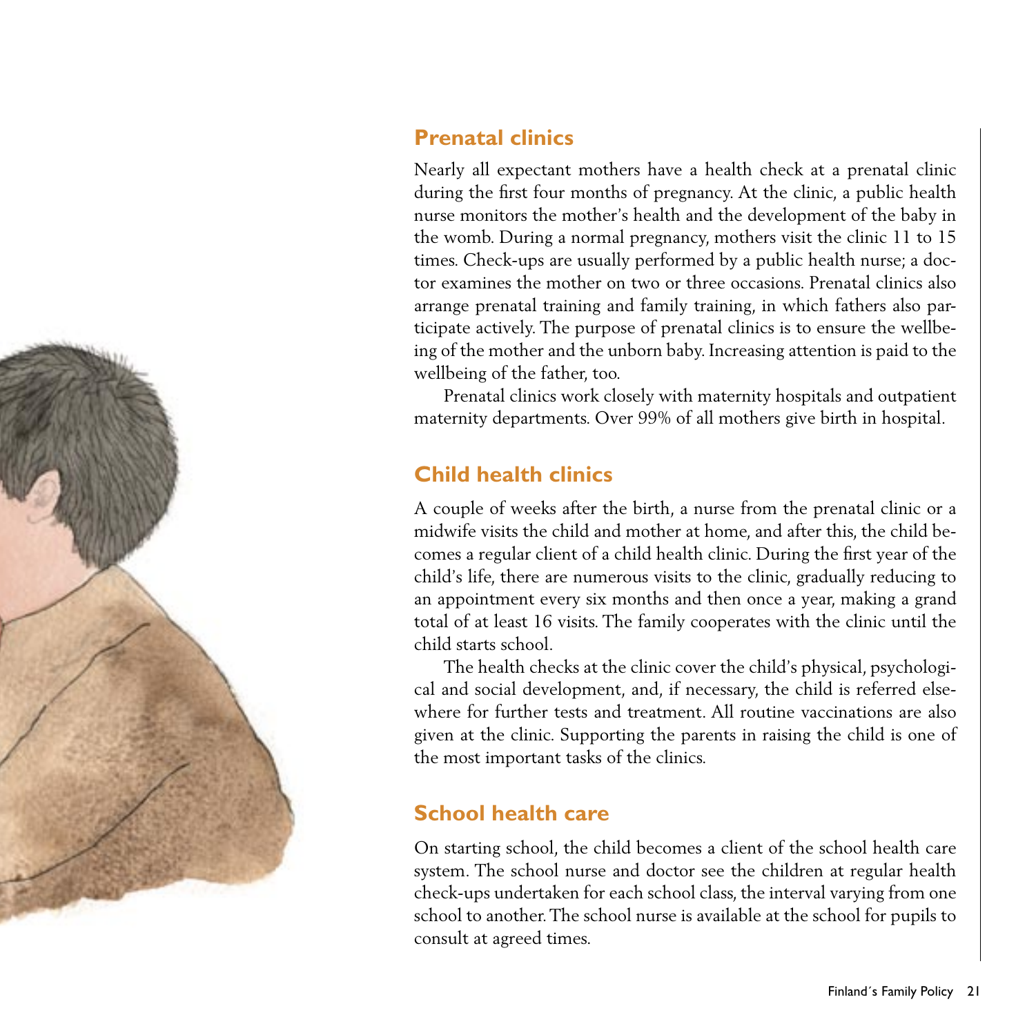## Prenatal clinics

Nearly all expectant mothers have a health check at a prenatal clinic during the first four months of pregnancy. At the clinic, a public health nurse monitors the mother's health and the development of the baby in the womb. During a normal pregnancy, mothers visit the clinic 11 to 15 times. Check-ups are usually performed by a public health nurse; a doctor examines the mother on two or three occasions. Prenatal clinics also arrange prenatal training and family training, in which fathers also participate actively. The purpose of prenatal clinics is to ensure the wellbeing of the mother and the unborn baby. Increasing attention is paid to the wellbeing of the father, too.

Prenatal clinics work closely with maternity hospitals and outpatient maternity departments. Over 99% of all mothers give birth in hospital.

## Child health clinics

A couple of weeks after the birth, a nurse from the prenatal clinic or a midwife visits the child and mother at home, and after this, the child becomes a regular client of a child health clinic. During the first year of the child's life, there are numerous visits to the clinic, gradually reducing to an appointment every six months and then once a year, making a grand total of at least 16 visits. The family cooperates with the clinic until the child starts school.

The health checks at the clinic cover the child's physical, psychological and social development, and, if necessary, the child is referred elsewhere for further tests and treatment. All routine vaccinations are also given at the clinic. Supporting the parents in raising the child is one of the most important tasks of the clinics.

## School health care

On starting school, the child becomes a client of the school health care system. The school nurse and doctor see the children at regular health check-ups undertaken for each school class, the interval varying from one school to another. The school nurse is available at the school for pupils to consult at agreed times.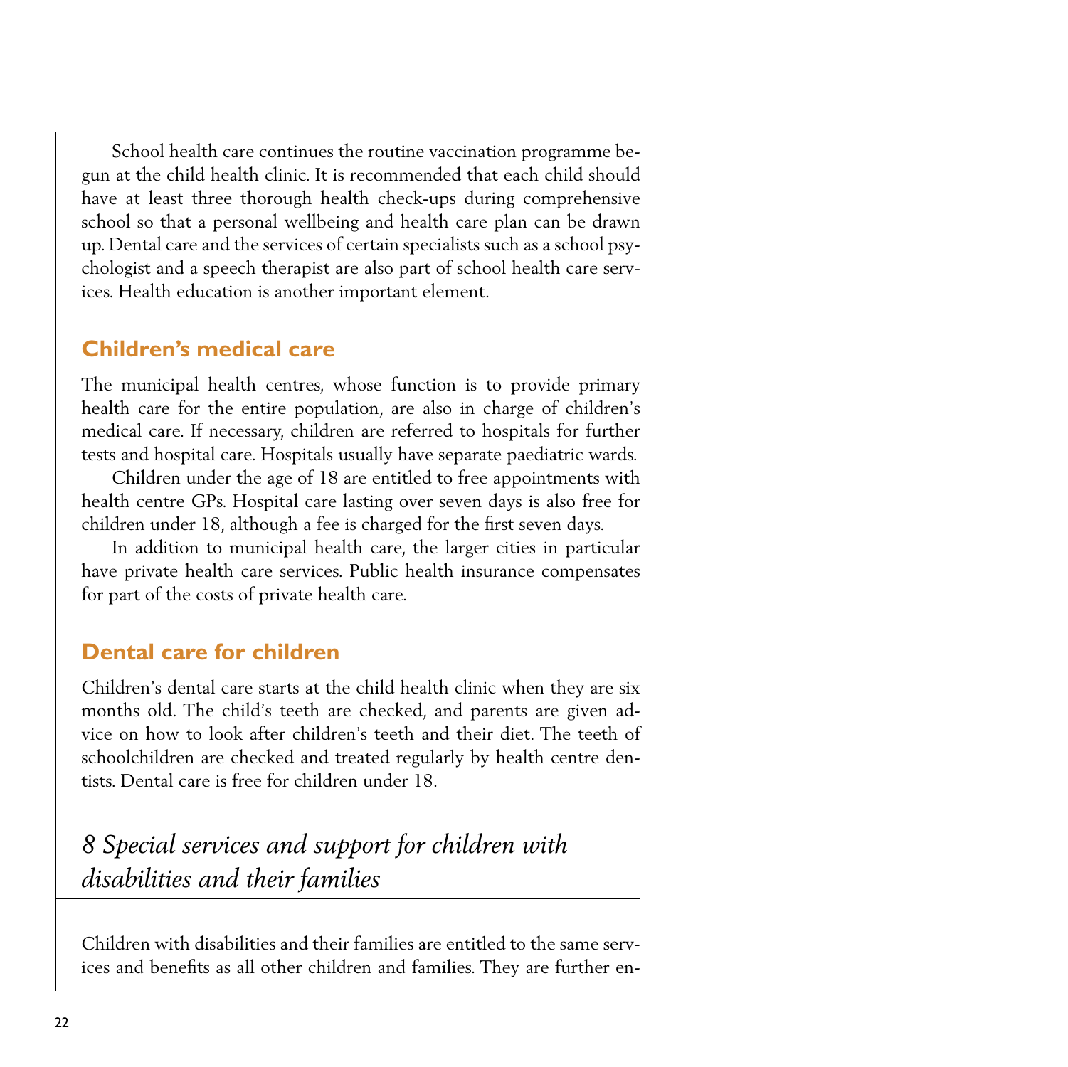School health care continues the routine vaccination programme begun at the child health clinic. It is recommended that each child should have at least three thorough health check-ups during comprehensive school so that a personal wellbeing and health care plan can be drawn up. Dental care and the services of certain specialists such as a school psychologist and a speech therapist are also part of school health care services. Health education is another important element.

### Children's medical care

The municipal health centres, whose function is to provide primary health care for the entire population, are also in charge of children's medical care. If necessary, children are referred to hospitals for further tests and hospital care. Hospitals usually have separate paediatric wards.

Children under the age of 18 are entitled to free appointments with health centre GPs. Hospital care lasting over seven days is also free for children under 18, although a fee is charged for the first seven days.

In addition to municipal health care, the larger cities in particular have private health care services. Public health insurance compensates for part of the costs of private health care.

### Dental care for children

Children's dental care starts at the child health clinic when they are six months old. The child's teeth are checked, and parents are given advice on how to look after children's teeth and their diet. The teeth of schoolchildren are checked and treated regularly by health centre dentists. Dental care is free for children under 18.

## *8 Special services and support for children with disabilities and their families*

Children with disabilities and their families are entitled to the same services and benefits as all other children and families. They are further en-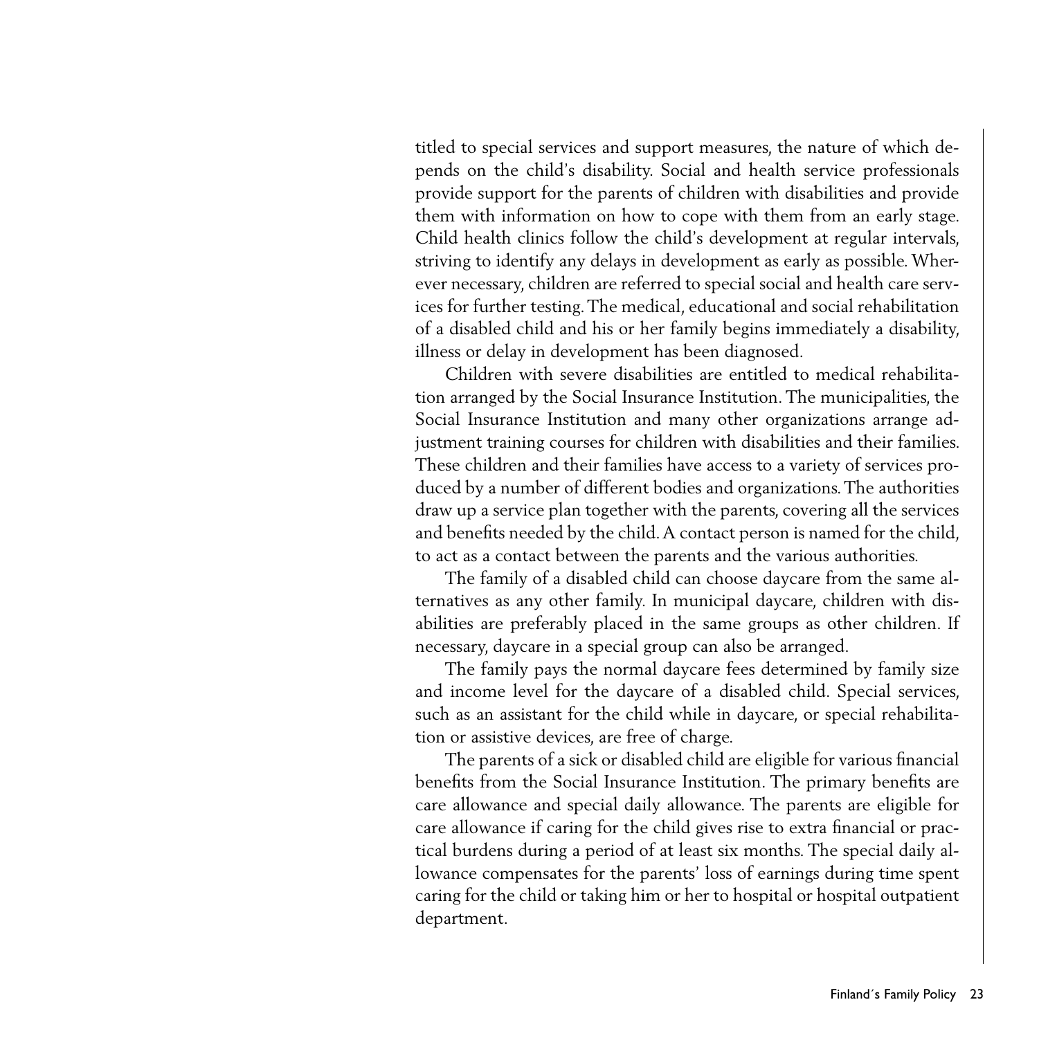titled to special services and support measures, the nature of which depends on the child's disability. Social and health service professionals provide support for the parents of children with disabilities and provide them with information on how to cope with them from an early stage. Child health clinics follow the child's development at regular intervals, striving to identify any delays in development as early as possible. Wherever necessary, children are referred to special social and health care services for further testing. The medical, educational and social rehabilitation of a disabled child and his or her family begins immediately a disability, illness or delay in development has been diagnosed.

Children with severe disabilities are entitled to medical rehabilitation arranged by the Social Insurance Institution. The municipalities, the Social Insurance Institution and many other organizations arrange adjustment training courses for children with disabilities and their families. These children and their families have access to a variety of services produced by a number of different bodies and organizations. The authorities draw up a service plan together with the parents, covering all the services and benefits needed by the child. A contact person is named for the child, to act as a contact between the parents and the various authorities.

The family of a disabled child can choose daycare from the same alternatives as any other family. In municipal daycare, children with disabilities are preferably placed in the same groups as other children. If necessary, daycare in a special group can also be arranged.

The family pays the normal daycare fees determined by family size and income level for the daycare of a disabled child. Special services, such as an assistant for the child while in daycare, or special rehabilitation or assistive devices, are free of charge.

The parents of a sick or disabled child are eligible for various financial benefits from the Social Insurance Institution. The primary benefits are care allowance and special daily allowance. The parents are eligible for care allowance if caring for the child gives rise to extra financial or practical burdens during a period of at least six months. The special daily allowance compensates for the parents' loss of earnings during time spent caring for the child or taking him or her to hospital or hospital outpatient department.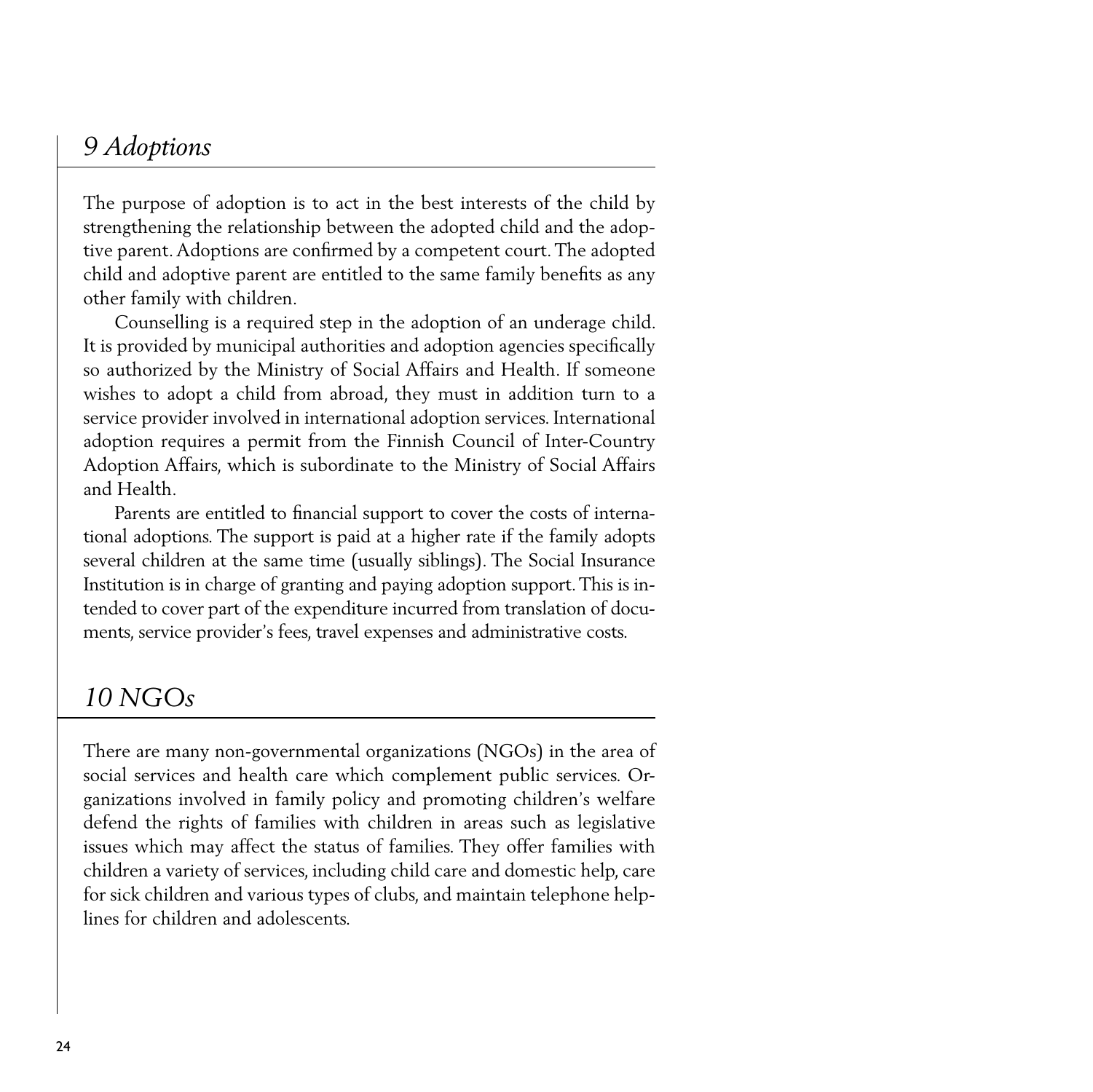# *9 Adoptions*

The purpose of adoption is to act in the best interests of the child by strengthening the relationship between the adopted child and the adoptive parent. Adoptions are confirmed by a competent court. The adopted child and adoptive parent are entitled to the same family benefits as any other family with children.

Counselling is a required step in the adoption of an underage child. It is provided by municipal authorities and adoption agencies specifically so authorized by the Ministry of Social Affairs and Health. If someone wishes to adopt a child from abroad, they must in addition turn to a service provider involved in international adoption services. International adoption requires a permit from the Finnish Council of Inter-Country Adoption Affairs, which is subordinate to the Ministry of Social Affairs and Health.

Parents are entitled to financial support to cover the costs of international adoptions. The support is paid at a higher rate if the family adopts several children at the same time (usually siblings). The Social Insurance Institution is in charge of granting and paying adoption support. This is intended to cover part of the expenditure incurred from translation of documents, service provider's fees, travel expenses and administrative costs.

# *10 NGOs*

There are many non-governmental organizations (NGOs) in the area of social services and health care which complement public services. Organizations involved in family policy and promoting children's welfare defend the rights of families with children in areas such as legislative issues which may affect the status of families. They offer families with children a variety of services, including child care and domestic help, care for sick children and various types of clubs, and maintain telephone helplines for children and adolescents.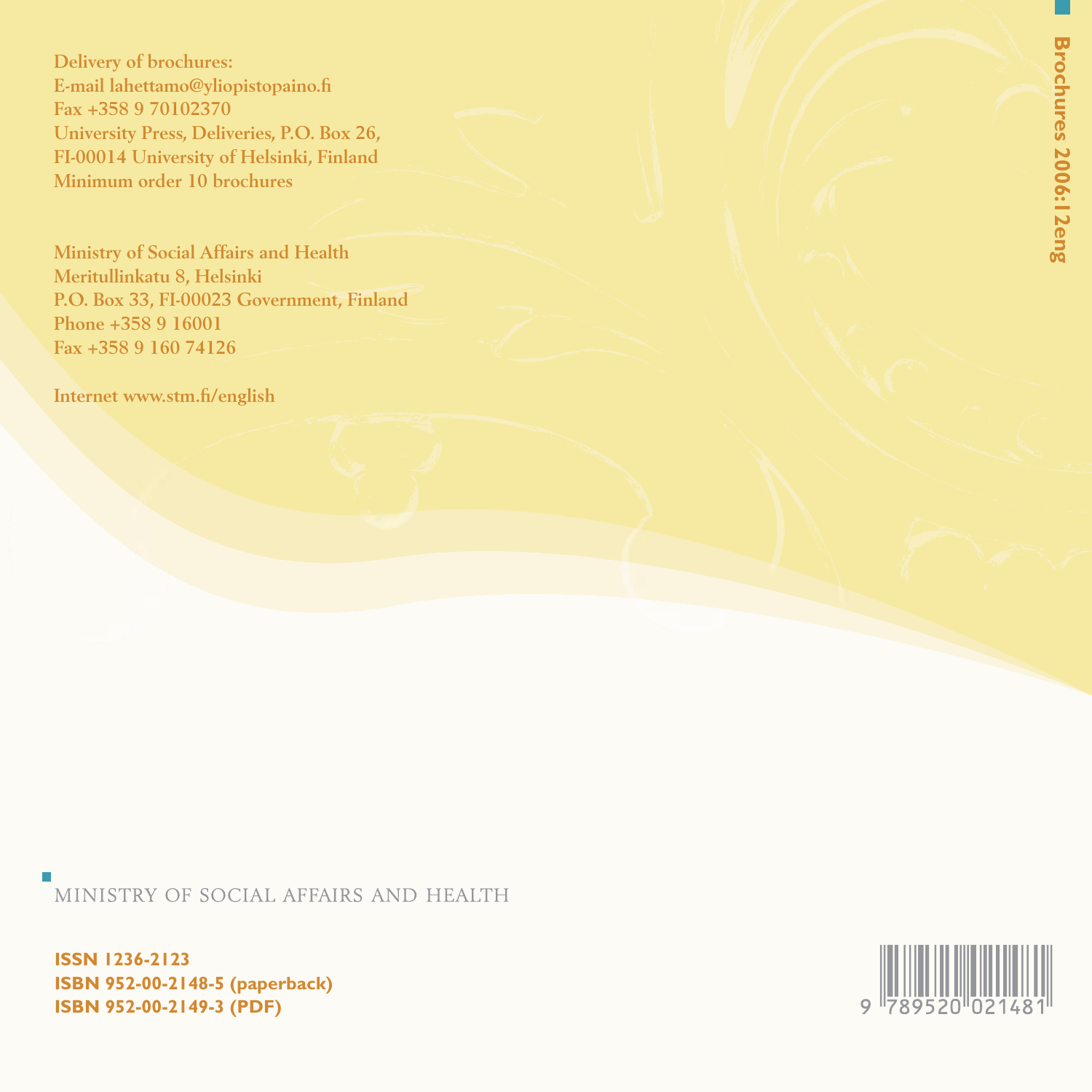Delivery of brochures:
E-mail lahettamo@yliopistopaino.fi
Fax +358 9 70102370
University Press, Deliveries, P.O. Box 26,
FI-00014 University of Helsinki, Finland
Minimum order 10 brochures

Ministry of Social Affairs and Health
Meritullinkatu 8, Helsinki
P.O. Box 33, FI-00023 Government, Finland
Phone +358 9 16001
Fax +358 9 160 74126

Internet www.stm.fi/english

Brochures 2006:12eng

MINISTRY OF SOCIAL AFFAIRS AND HEALTH

**ISSN 1236-2123**
**ISBN 952-00-2148-5 (paperback)**
**ISBN 952-00-2149-3 (PDF)**

9 789520 021481